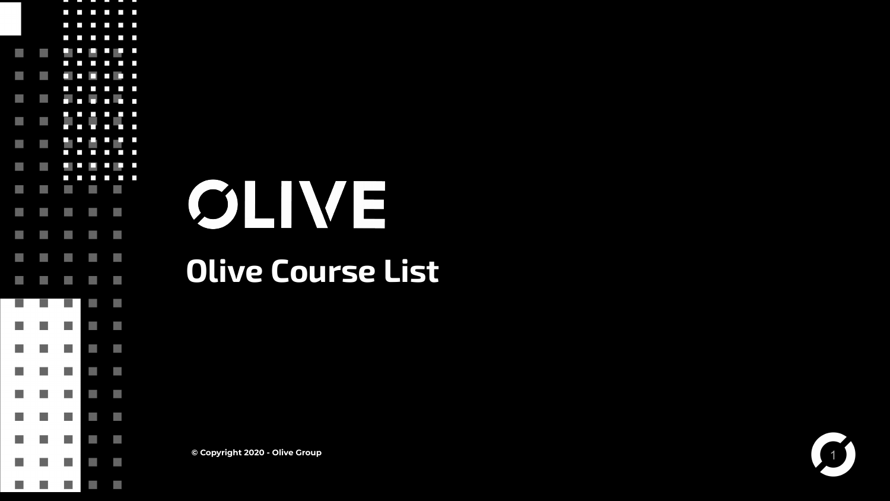# OLIVE

## Olive Course List

© Copyright 2020 - Olive Group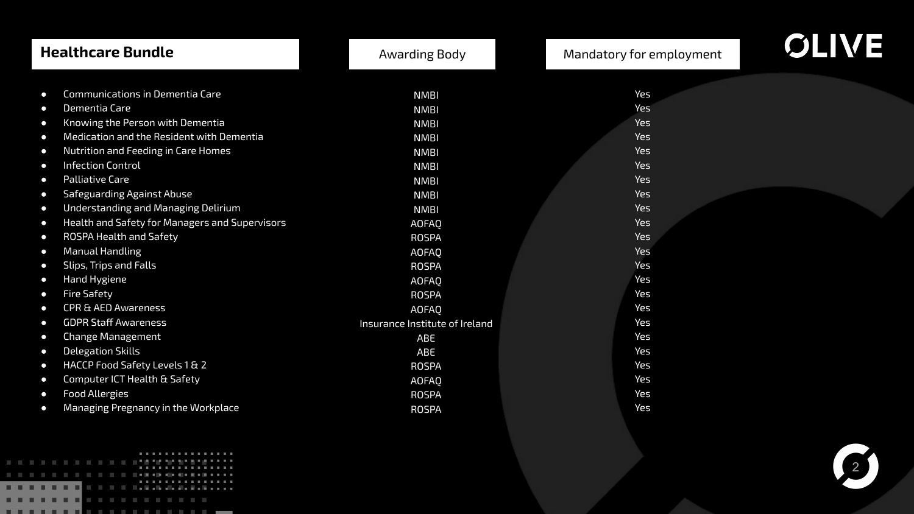| Healthcare Bundle | Awarding Body | Mandatory for employment |
| --- | --- | --- |
| Communications in Dementia Care | NMBI | Yes |
| Dementia Care | NMBI | Yes |
| Knowing the Person with Dementia | NMBI | Yes |
| Medication and the Resident with Dementia | NMBI | Yes |
| Nutrition and Feeding in Care Homes | NMBI | Yes |
| Infection Control | NMBI | Yes |
| Palliative Care | NMBI | Yes |
| Safeguarding Against Abuse | NMBI | Yes |
| Understanding and Managing Delirium | NMBI | Yes |
| Health and Safety for Managers and Supervisors | AOFAQ | Yes |
| ROSPA Health and Safety | ROSPA | Yes |
| Manual Handling | AOFAQ | Yes |
| Slips, Trips and Falls | ROSPA | Yes |
| Hand Hygiene | AOFAQ | Yes |
| Fire Safety | ROSPA | Yes |
| CPR & AED Awareness | AOFAQ | Yes |
| GDPR Staff Awareness | Insurance Institute of Ireland | Yes |
| Change Management | ABE | Yes |
| Delegation Skills | ABE | Yes |
| HACCP Food Safety Levels 1 & 2 | ROSPA | Yes |
| Computer ICT Health & Safety | AOFAQ | Yes |
| Food Allergies | ROSPA | Yes |
| Managing Pregnancy in the Workplace | ROSPA | Yes |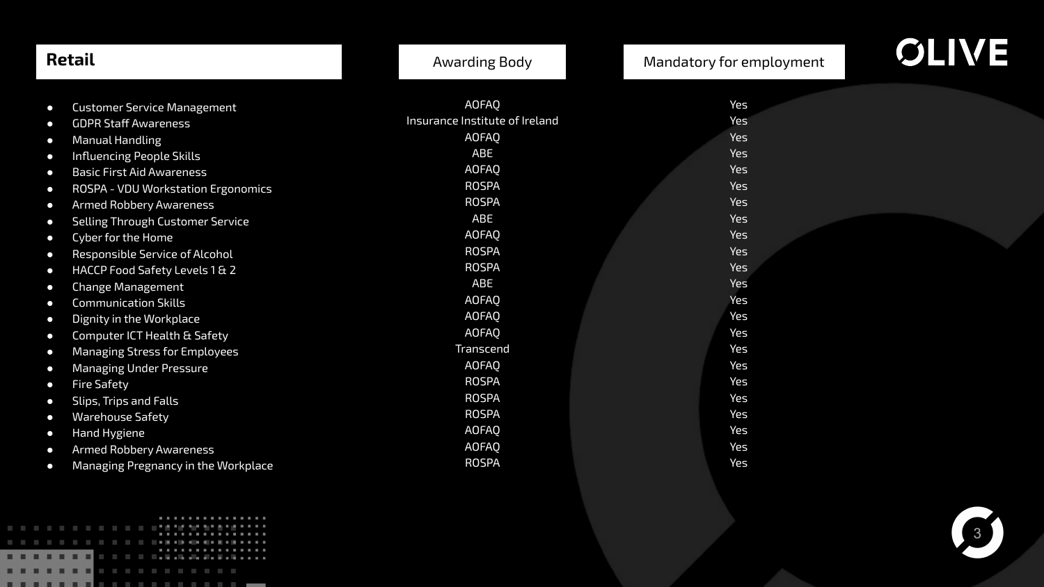| Retail | Awarding Body | Mandatory for employment |
| --- | --- | --- |
| Customer Service Management | AOFAQ | Yes |
| GDPR Staff Awareness | Insurance Institute of Ireland | Yes |
| Manual Handling | AOFAQ | Yes |
| Influencing People Skills | ABE | Yes |
| Basic First Aid Awareness | AOFAQ | Yes |
| ROSPA - VDU Workstation Ergonomics | ROSPA | Yes |
| Armed Robbery Awareness | ROSPA | Yes |
| Selling Through Customer Service | ABE | Yes |
| Cyber for the Home | AOFAQ | Yes |
| Responsible Service of Alcohol | ROSPA | Yes |
| HACCP Food Safety Levels 1 & 2 | ROSPA | Yes |
| Change Management | ABE | Yes |
| Communication Skills | AOFAQ | Yes |
| Dignity in the Workplace | AOFAQ | Yes |
| Computer ICT Health & Safety | AOFAQ | Yes |
| Managing Stress for Employees | Transcend | Yes |
| Managing Under Pressure | AOFAQ | Yes |
| Fire Safety | ROSPA | Yes |
| Slips, Trips and Falls | ROSPA | Yes |
| Warehouse Safety | ROSPA | Yes |
| Hand Hygiene | AOFAQ | Yes |
| Armed Robbery Awareness | AOFAQ | Yes |
| Managing Pregnancy in the Workplace | ROSPA | Yes |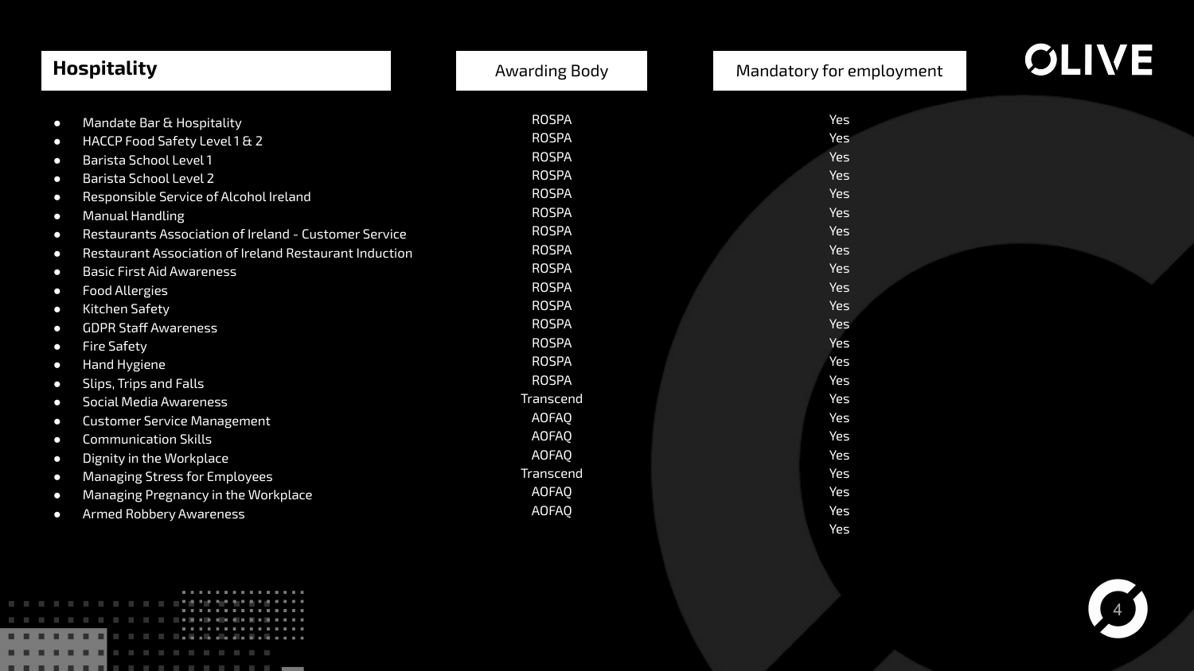| Hospitality | Awarding Body | Mandatory for employment |
|---|---|---|
| Mandate Bar & Hospitality | ROSPA | Yes |
| HACCP Food Safety Level 1 & 2 | ROSPA | Yes |
| Barista School Level 1 | ROSPA | Yes |
| Barista School Level 2 | ROSPA | Yes |
| Responsible Service of Alcohol Ireland | ROSPA | Yes |
| Manual Handling | ROSPA | Yes |
| Restaurants Association of Ireland - Customer Service | ROSPA | Yes |
| Restaurant Association of Ireland Restaurant Induction | ROSPA | Yes |
| Basic First Aid Awareness | ROSPA | Yes |
| Food Allergies | ROSPA | Yes |
| Kitchen Safety | ROSPA | Yes |
| GDPR Staff Awareness | ROSPA | Yes |
| Fire Safety | ROSPA | Yes |
| Hand Hygiene | ROSPA | Yes |
| Slips, Trips and Falls | ROSPA | Yes |
| Social Media Awareness | Transcend | Yes |
| Customer Service Management | AOFAQ | Yes |
| Communication Skills | AOFAQ | Yes |
| Dignity in the Workplace | AOFAQ | Yes |
| Managing Stress for Employees | Transcend | Yes |
| Managing Pregnancy in the Workplace | AOFAQ | Yes |
| Armed Robbery Awareness | AOFAQ | Yes |
| | | Yes |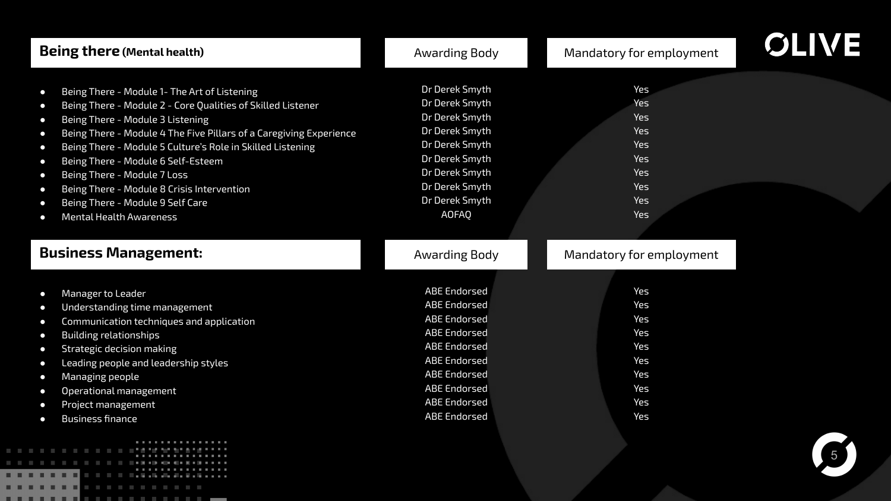| **Being there** (Mental health) | Awarding Body | Mandatory for employment |
|---|---|---|
| Being There - Module 1- The Art of Listening | Dr Derek Smyth | Yes |
| Being There - Module 2 - Core Qualities of Skilled Listener | Dr Derek Smyth | Yes |
| Being There - Module 3 Listening | Dr Derek Smyth | Yes |
| Being There - Module 4 The Five Pillars of a Caregiving Experience | Dr Derek Smyth | Yes |
| Being There - Module 5 Culture's Role in Skilled Listening | Dr Derek Smyth | Yes |
| Being There - Module 6 Self-Esteem | Dr Derek Smyth | Yes |
| Being There - Module 7 Loss | Dr Derek Smyth | Yes |
| Being There - Module 8 Crisis Intervention | Dr Derek Smyth | Yes |
| Being There - Module 9 Self Care | Dr Derek Smyth | Yes |
| Mental Health Awareness | AOFAQ | Yes |

| **Business Management:** | Awarding Body | Mandatory for employment |
|---|---|---|
| Manager to Leader | ABE Endorsed | Yes |
| Understanding time management | ABE Endorsed | Yes |
| Communication techniques and application | ABE Endorsed | Yes |
| Building relationships | ABE Endorsed | Yes |
| Strategic decision making | ABE Endorsed | Yes |
| Leading people and leadership styles | ABE Endorsed | Yes |
| Managing people | ABE Endorsed | Yes |
| Operational management | ABE Endorsed | Yes |
| Project management | ABE Endorsed | Yes |
| Business finance | ABE Endorsed | Yes |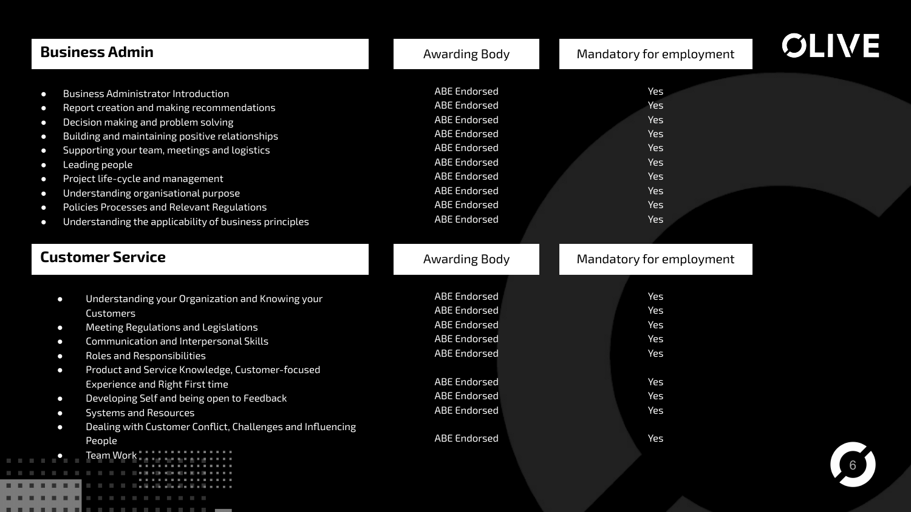| Business Admin | Awarding Body | Mandatory for employment |
| --- | --- | --- |
| Business Administrator Introduction | ABE Endorsed | Yes |
| Report creation and making recommendations | ABE Endorsed | Yes |
| Decision making and problem solving | ABE Endorsed | Yes |
| Building and maintaining positive relationships | ABE Endorsed | Yes |
| Supporting your team, meetings and logistics | ABE Endorsed | Yes |
| Leading people | ABE Endorsed | Yes |
| Project life-cycle and management | ABE Endorsed | Yes |
| Understanding organisational purpose | ABE Endorsed | Yes |
| Policies Processes and Relevant Regulations | ABE Endorsed | Yes |
| Understanding the applicability of business principles | ABE Endorsed | Yes |

| Customer Service | Awarding Body | Mandatory for employment |
| --- | --- | --- |
| Understanding your Organization and Knowing your Customers | ABE Endorsed | Yes |
| Meeting Regulations and Legislations | ABE Endorsed | Yes |
| Communication and Interpersonal Skills | ABE Endorsed | Yes |
| Roles and Responsibilities | ABE Endorsed | Yes |
| Product and Service Knowledge, Customer-focused Experience and Right First time | ABE Endorsed | Yes |
| Developing Self and being open to Feedback | ABE Endorsed | Yes |
| Systems and Resources | ABE Endorsed | Yes |
| Dealing with Customer Conflict, Challenges and Influencing People | ABE Endorsed | Yes |
| Team Work | ABE Endorsed | Yes |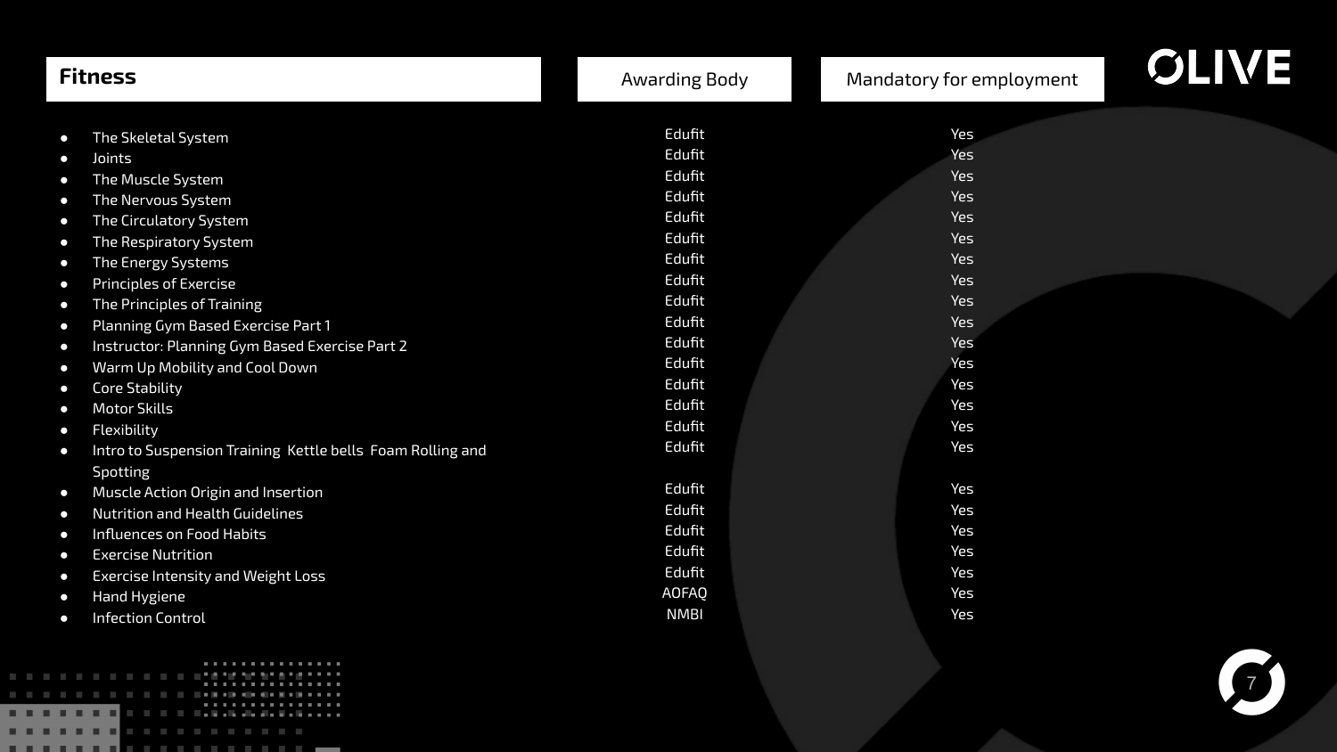| Fitness | Awarding Body | Mandatory for employment |
| --- | --- | --- |
| The Skeletal System | Edufit | Yes |
| Joints | Edufit | Yes |
| The Muscle System | Edufit | Yes |
| The Nervous System | Edufit | Yes |
| The Circulatory System | Edufit | Yes |
| The Respiratory System | Edufit | Yes |
| The Energy Systems | Edufit | Yes |
| Principles of Exercise | Edufit | Yes |
| The Principles of Training | Edufit | Yes |
| Planning Gym Based Exercise Part 1 | Edufit | Yes |
| Instructor: Planning Gym Based Exercise Part 2 | Edufit | Yes |
| Warm Up Mobility and Cool Down | Edufit | Yes |
| Core Stability | Edufit | Yes |
| Motor Skills | Edufit | Yes |
| Flexibility | Edufit | Yes |
| Intro to Suspension Training Kettle bells Foam Rolling and Spotting | Edufit | Yes |
| Muscle Action Origin and Insertion | Edufit | Yes |
| Nutrition and Health Guidelines | Edufit | Yes |
| Influences on Food Habits | Edufit | Yes |
| Exercise Nutrition | Edufit | Yes |
| Exercise Intensity and Weight Loss | Edufit | Yes |
| Hand Hygiene | AOFAQ | Yes |
| Infection Control | NMBI | Yes |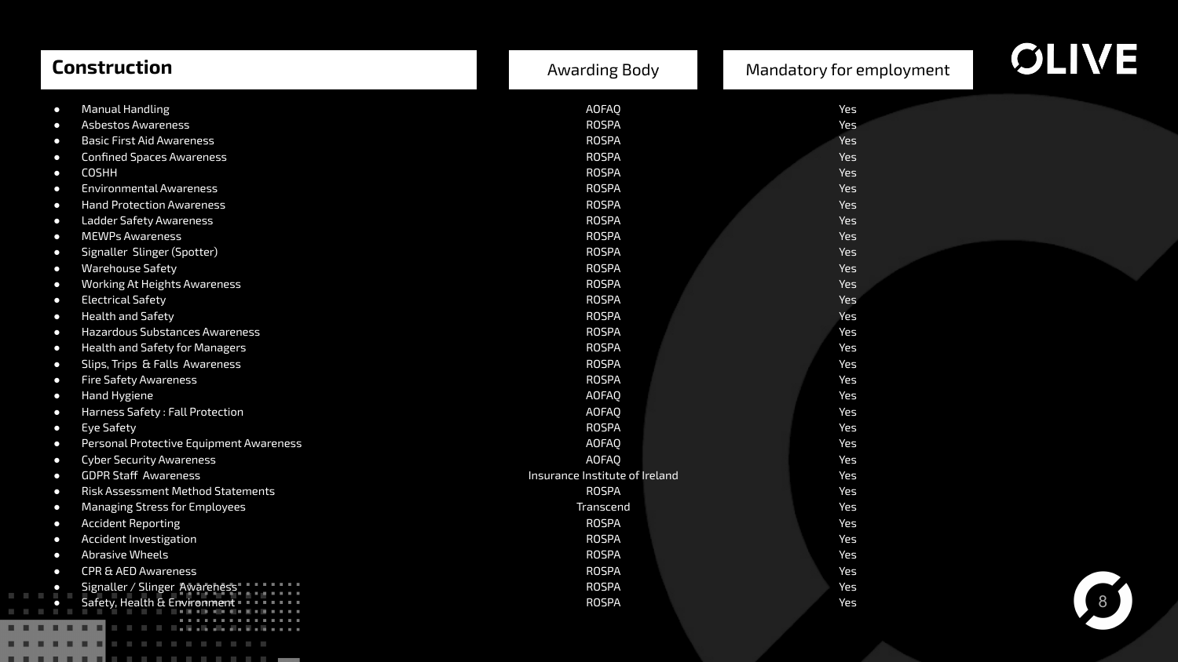| Construction | Awarding Body | Mandatory for employment |
|---|---|---|
| Manual Handling | AOFAQ | Yes |
| Asbestos Awareness | ROSPA | Yes |
| Basic First Aid Awareness | ROSPA | Yes |
| Confined Spaces Awareness | ROSPA | Yes |
| COSHH | ROSPA | Yes |
| Environmental Awareness | ROSPA | Yes |
| Hand Protection Awareness | ROSPA | Yes |
| Ladder Safety Awareness | ROSPA | Yes |
| MEWPs Awareness | ROSPA | Yes |
| Signaller Slinger (Spotter) | ROSPA | Yes |
| Warehouse Safety | ROSPA | Yes |
| Working At Heights Awareness | ROSPA | Yes |
| Electrical Safety | ROSPA | Yes |
| Health and Safety | ROSPA | Yes |
| Hazardous Substances Awareness | ROSPA | Yes |
| Health and Safety for Managers | ROSPA | Yes |
| Slips, Trips & Falls Awareness | ROSPA | Yes |
| Fire Safety Awareness | ROSPA | Yes |
| Hand Hygiene | AOFAQ | Yes |
| Harness Safety : Fall Protection | AOFAQ | Yes |
| Eye Safety | ROSPA | Yes |
| Personal Protective Equipment Awareness | AOFAQ | Yes |
| Cyber Security Awareness | AOFAQ | Yes |
| GDPR Staff Awareness | Insurance Institute of Ireland | Yes |
| Risk Assessment Method Statements | ROSPA | Yes |
| Managing Stress for Employees | Transcend | Yes |
| Accident Reporting | ROSPA | Yes |
| Accident Investigation | ROSPA | Yes |
| Abrasive Wheels | ROSPA | Yes |
| CPR & AED Awareness | ROSPA | Yes |
| Signaller / Slinger Awareness | ROSPA | Yes |
| Safety, Health & Environment | ROSPA | Yes |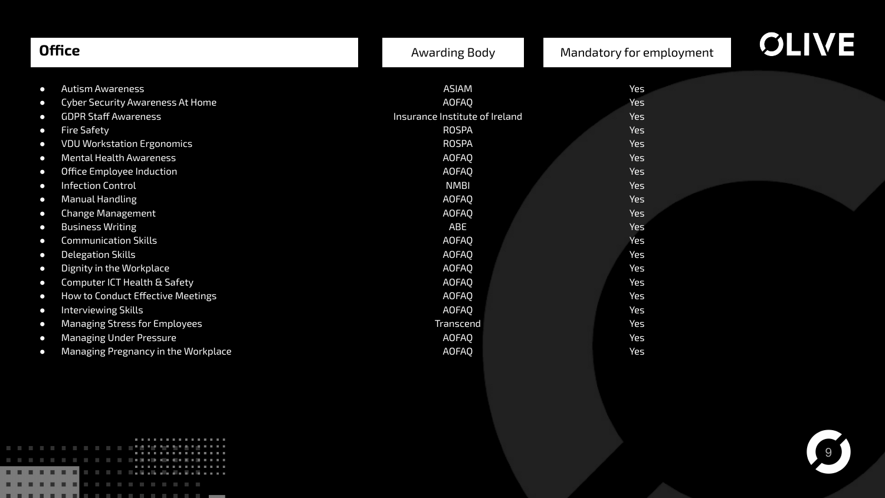| Office | Awarding Body | Mandatory for employment |
| --- | --- | --- |
| Autism Awareness | ASIAM | Yes |
| Cyber Security Awareness At Home | AOFAQ | Yes |
| GDPR Staff Awareness | Insurance Institute of Ireland | Yes |
| Fire Safety | ROSPA | Yes |
| VDU Workstation Ergonomics | ROSPA | Yes |
| Mental Health Awareness | AOFAQ | Yes |
| Office Employee Induction | AOFAQ | Yes |
| Infection Control | NMBI | Yes |
| Manual Handling | AOFAQ | Yes |
| Change Management | AOFAQ | Yes |
| Business Writing | ABE | Yes |
| Communication Skills | AOFAQ | Yes |
| Delegation Skills | AOFAQ | Yes |
| Dignity in the Workplace | AOFAQ | Yes |
| Computer ICT Health & Safety | AOFAQ | Yes |
| How to Conduct Effective Meetings | AOFAQ | Yes |
| Interviewing Skills | AOFAQ | Yes |
| Managing Stress for Employees | Transcend | Yes |
| Managing Under Pressure | AOFAQ | Yes |
| Managing Pregnancy in the Workplace | AOFAQ | Yes |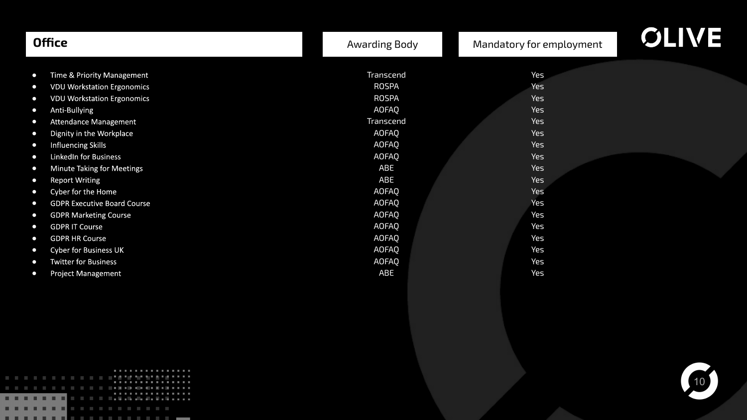| Office | Awarding Body | Mandatory for employment |
| --- | --- | --- |
| Time & Priority Management | Transcend | Yes |
| VDU Workstation Ergonomics | ROSPA | Yes |
| VDU Workstation Ergonomics | ROSPA | Yes |
| Anti-Bullying | AOFAQ | Yes |
| Attendance Management | Transcend | Yes |
| Dignity in the Workplace | AOFAQ | Yes |
| Influencing Skills | AOFAQ | Yes |
| LinkedIn for Business | AOFAQ | Yes |
| Minute Taking for Meetings | ABE | Yes |
| Report Writing | ABE | Yes |
| Cyber for the Home | AOFAQ | Yes |
| GDPR Executive Board Course | AOFAQ | Yes |
| GDPR Marketing Course | AOFAQ | Yes |
| GDPR IT Course | AOFAQ | Yes |
| GDPR HR Course | AOFAQ | Yes |
| Cyber for Business UK | AOFAQ | Yes |
| Twitter for Business | AOFAQ | Yes |
| Project Management | ABE | Yes |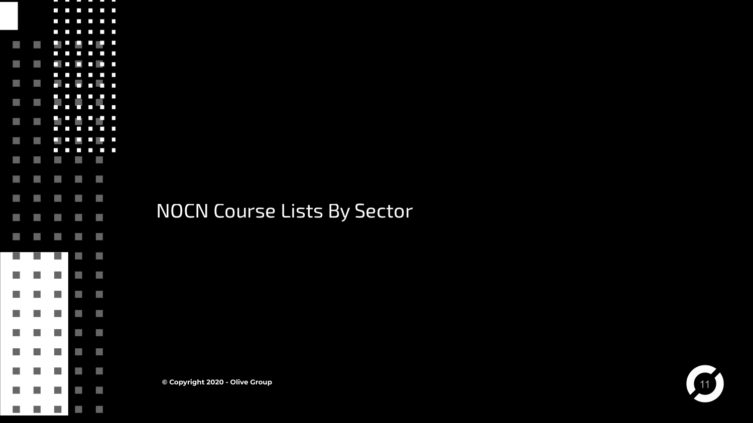# NOCN Course Lists By Sector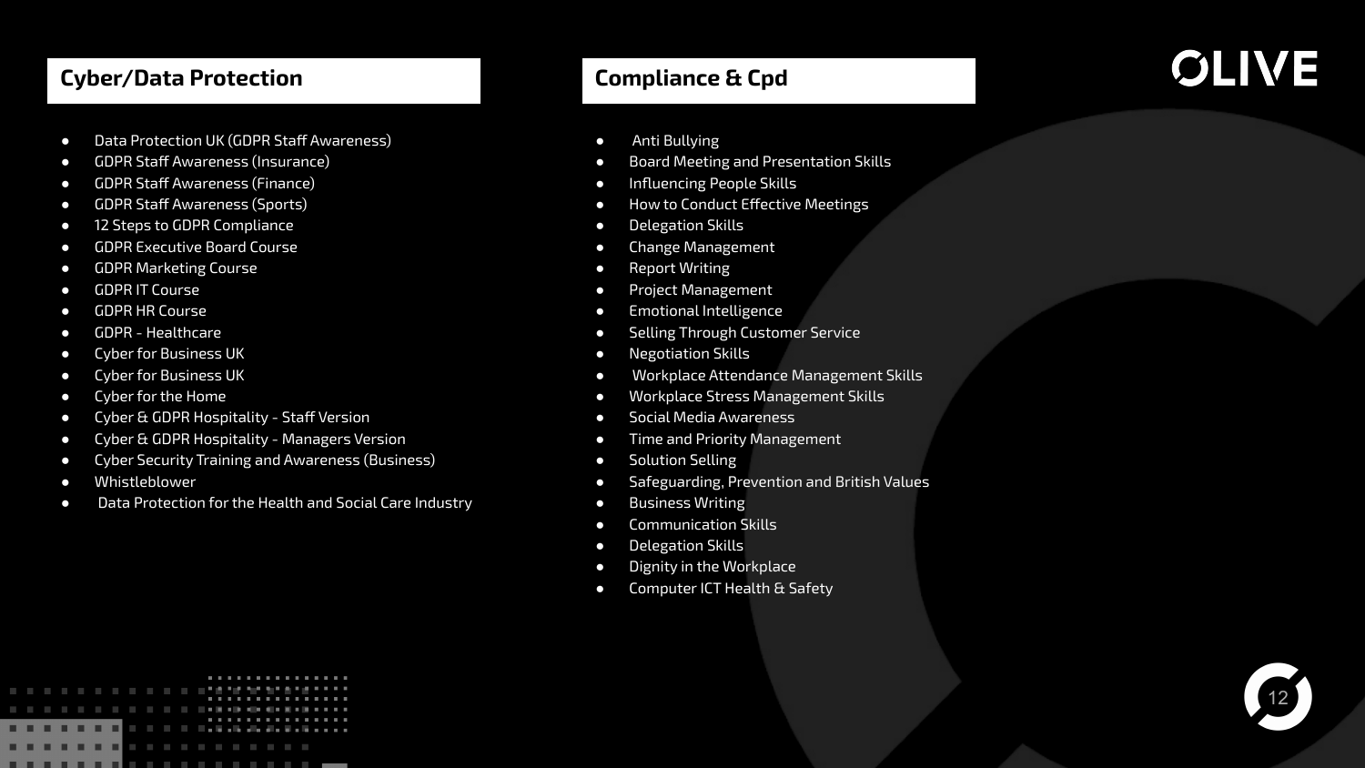## Cyber/Data Protection

- Data Protection UK (GDPR Staff Awareness)
- GDPR Staff Awareness (Insurance)
- GDPR Staff Awareness (Finance)
- GDPR Staff Awareness (Sports)
- 12 Steps to GDPR Compliance
- GDPR Executive Board Course
- GDPR Marketing Course
- GDPR IT Course
- GDPR HR Course
- GDPR - Healthcare
- Cyber for Business UK
- Cyber for Business UK
- Cyber for the Home
- Cyber & GDPR Hospitality - Staff Version
- Cyber & GDPR Hospitality - Managers Version
- Cyber Security Training and Awareness (Business)
- Whistleblower
- Data Protection for the Health and Social Care Industry

## Compliance & Cpd

- Anti Bullying
- Board Meeting and Presentation Skills
- Influencing People Skills
- How to Conduct Effective Meetings
- Delegation Skills
- Change Management
- Report Writing
- Project Management
- Emotional Intelligence
- Selling Through Customer Service
- Negotiation Skills
- Workplace Attendance Management Skills
- Workplace Stress Management Skills
- Social Media Awareness
- Time and Priority Management
- Solution Selling
- Safeguarding, Prevention and British Values
- Business Writing
- Communication Skills
- Delegation Skills
- Dignity in the Workplace
- Computer ICT Health & Safety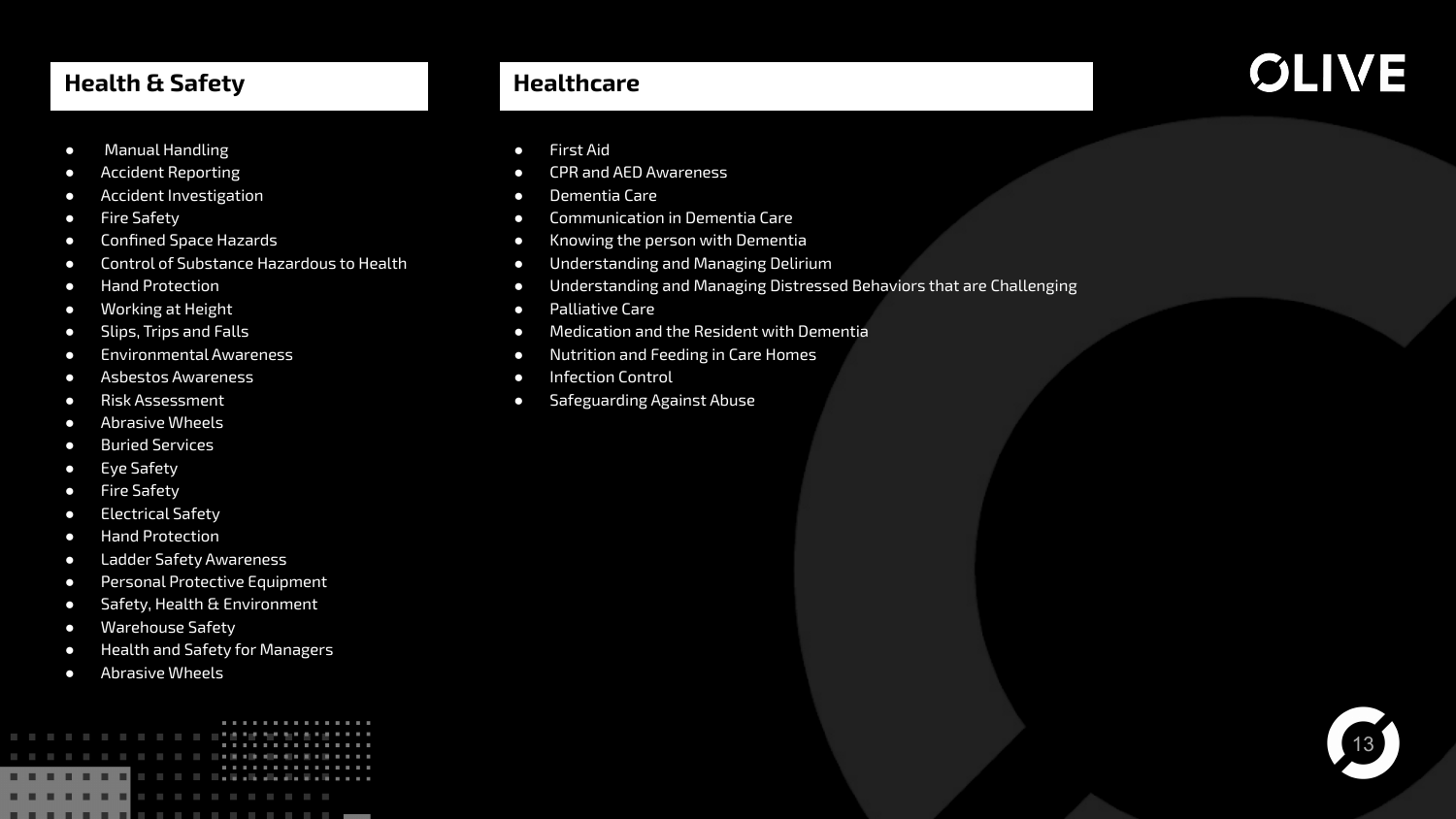## Health & Safety

- Manual Handling
- Accident Reporting
- Accident Investigation
- Fire Safety
- Confined Space Hazards
- Control of Substance Hazardous to Health
- Hand Protection
- Working at Height
- Slips, Trips and Falls
- Environmental Awareness
- Asbestos Awareness
- Risk Assessment
- Abrasive Wheels
- Buried Services
- Eye Safety
- Fire Safety
- Electrical Safety
- Hand Protection
- Ladder Safety Awareness
- Personal Protective Equipment
- Safety, Health & Environment
- Warehouse Safety
- Health and Safety for Managers
- Abrasive Wheels

## Healthcare

- First Aid
- CPR and AED Awareness
- Dementia Care
- Communication in Dementia Care
- Knowing the person with Dementia
- Understanding and Managing Delirium
- Understanding and Managing Distressed Behaviors that are Challenging
- Palliative Care
- Medication and the Resident with Dementia
- Nutrition and Feeding in Care Homes
- Infection Control
- Safeguarding Against Abuse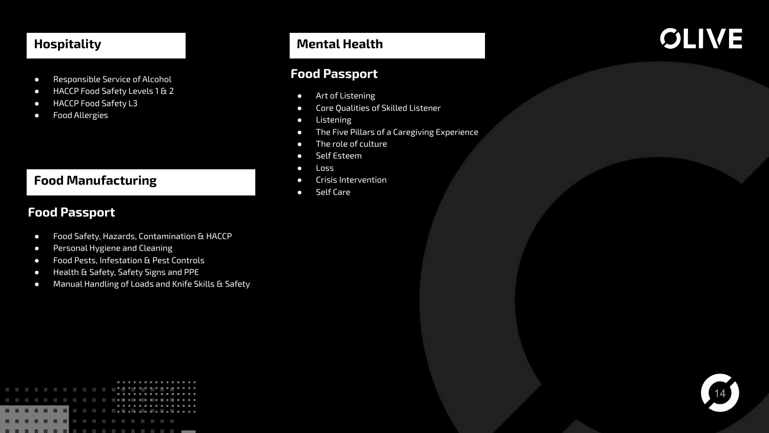## Hospitality

- Responsible Service of Alcohol
- HACCP Food Safety Levels 1 & 2
- HACCP Food Safety L3
- Food Allergies

## Food Manufacturing

### Food Passport

- Food Safety, Hazards, Contamination & HACCP
- Personal Hygiene and Cleaning
- Food Pests, Infestation & Pest Controls
- Health & Safety, Safety Signs and PPE
- Manual Handling of Loads and Knife Skills & Safety

## Mental Health

### Food Passport

- Art of Listening
- Core Qualities of Skilled Listener
- Listening
- The Five Pillars of a Caregiving Experience
- The role of culture
- Self Esteem
- Loss
- Crisis Intervention
- Self Care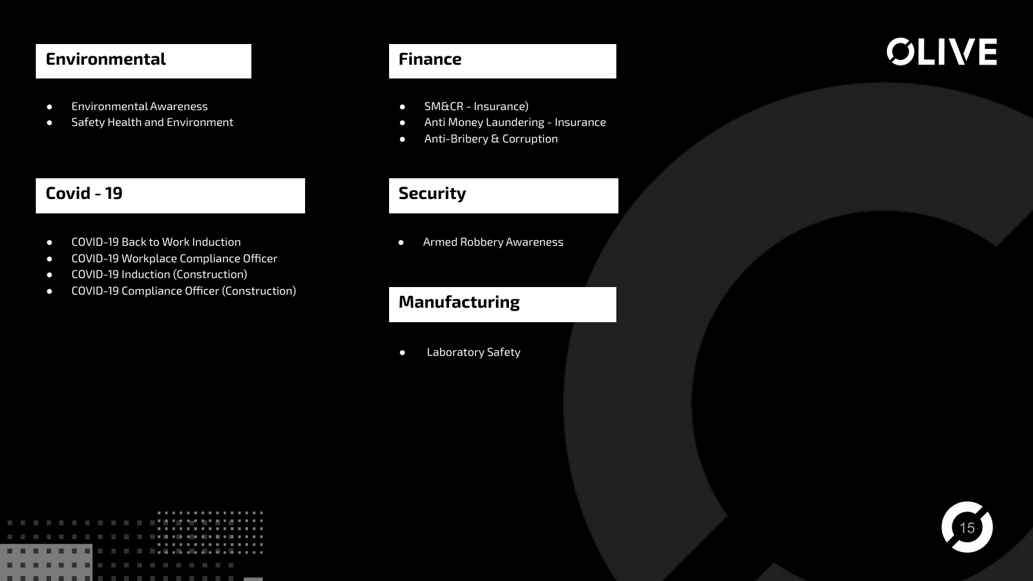## Environmental

- Environmental Awareness
- Safety Health and Environment

## Covid - 19

- COVID-19 Back to Work Induction
- COVID-19 Workplace Compliance Officer
- COVID-19 Induction (Construction)
- COVID-19 Compliance Officer (Construction)

## Finance

- SM&CR - Insurance)
- Anti Money Laundering - Insurance
- Anti-Bribery & Corruption

## Security

- Armed Robbery Awareness

## Manufacturing

- Laboratory Safety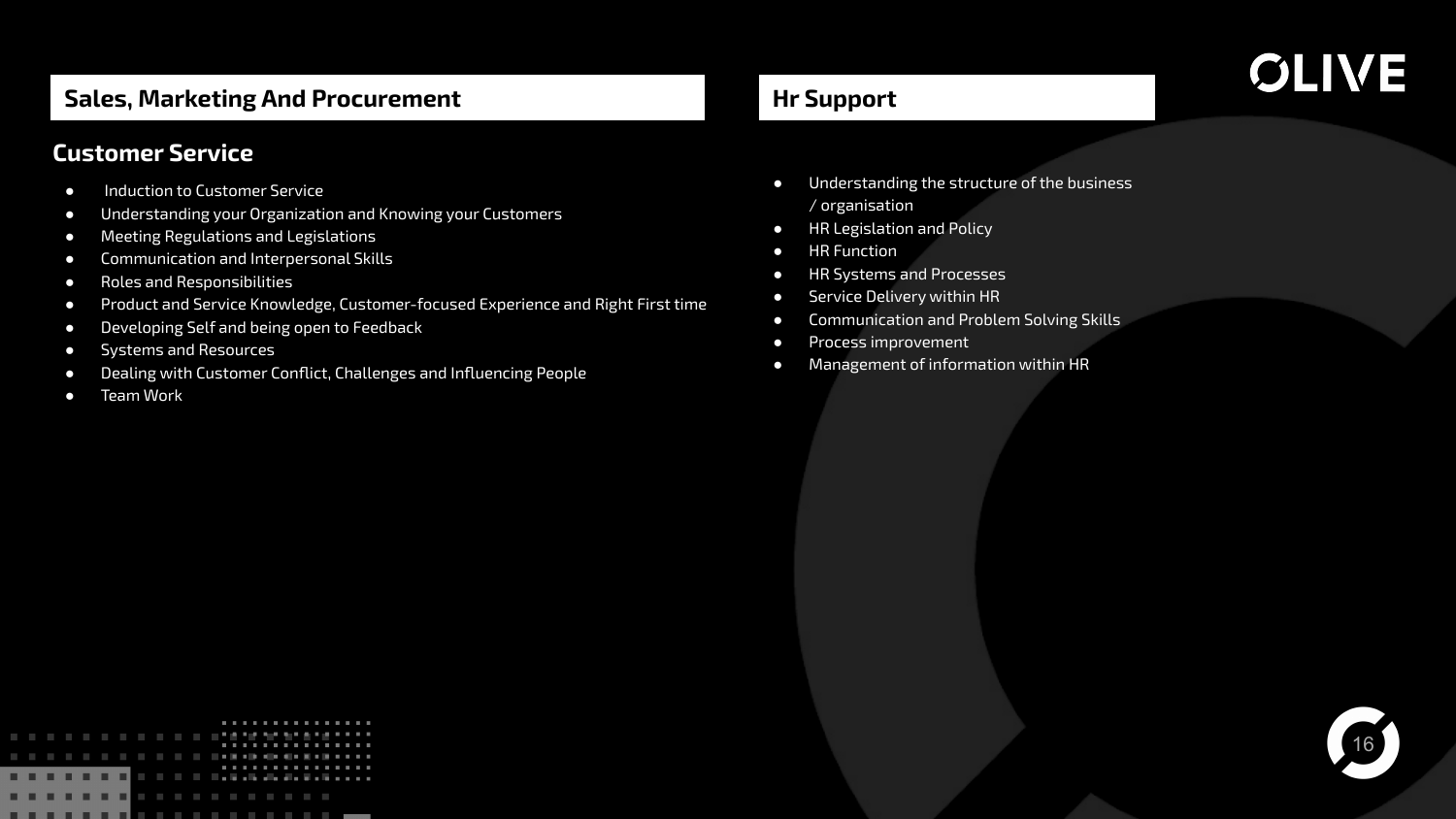## Sales, Marketing And Procurement

### Customer Service

- Induction to Customer Service
- Understanding your Organization and Knowing your Customers
- Meeting Regulations and Legislations
- Communication and Interpersonal Skills
- Roles and Responsibilities
- Product and Service Knowledge, Customer-focused Experience and Right First time
- Developing Self and being open to Feedback
- Systems and Resources
- Dealing with Customer Conflict, Challenges and Influencing People
- Team Work

## Hr Support

- Understanding the structure of the business / organisation
- HR Legislation and Policy
- HR Function
- HR Systems and Processes
- Service Delivery within HR
- Communication and Problem Solving Skills
- Process improvement
- Management of information within HR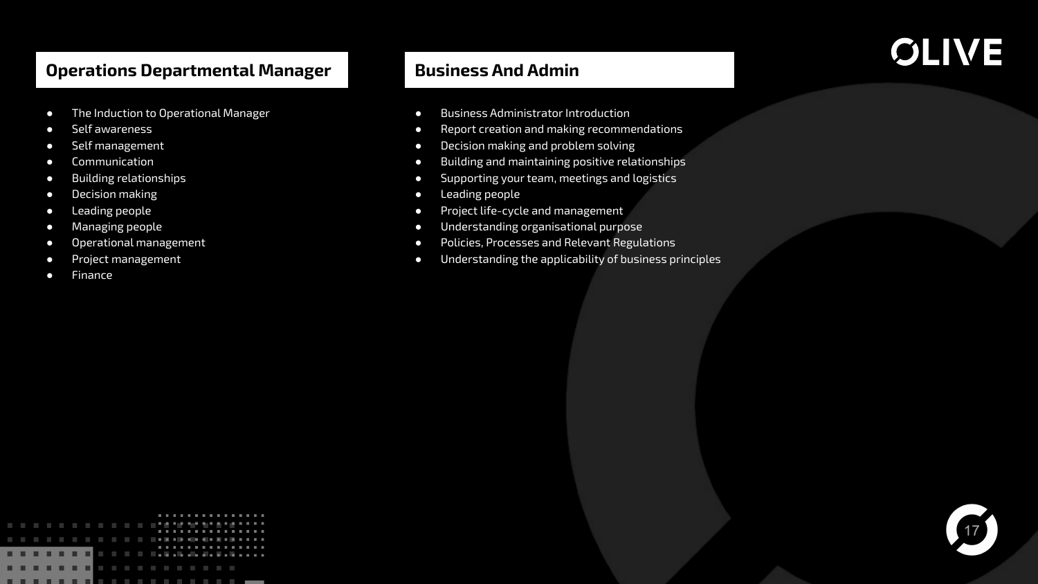## Operations Departmental Manager

- The Induction to Operational Manager
- Self awareness
- Self management
- Communication
- Building relationships
- Decision making
- Leading people
- Managing people
- Operational management
- Project management
- Finance

## Business And Admin

- Business Administrator Introduction
- Report creation and making recommendations
- Decision making and problem solving
- Building and maintaining positive relationships
- Supporting your team, meetings and logistics
- Leading people
- Project life-cycle and management
- Understanding organisational purpose
- Policies, Processes and Relevant Regulations
- Understanding the applicability of business principles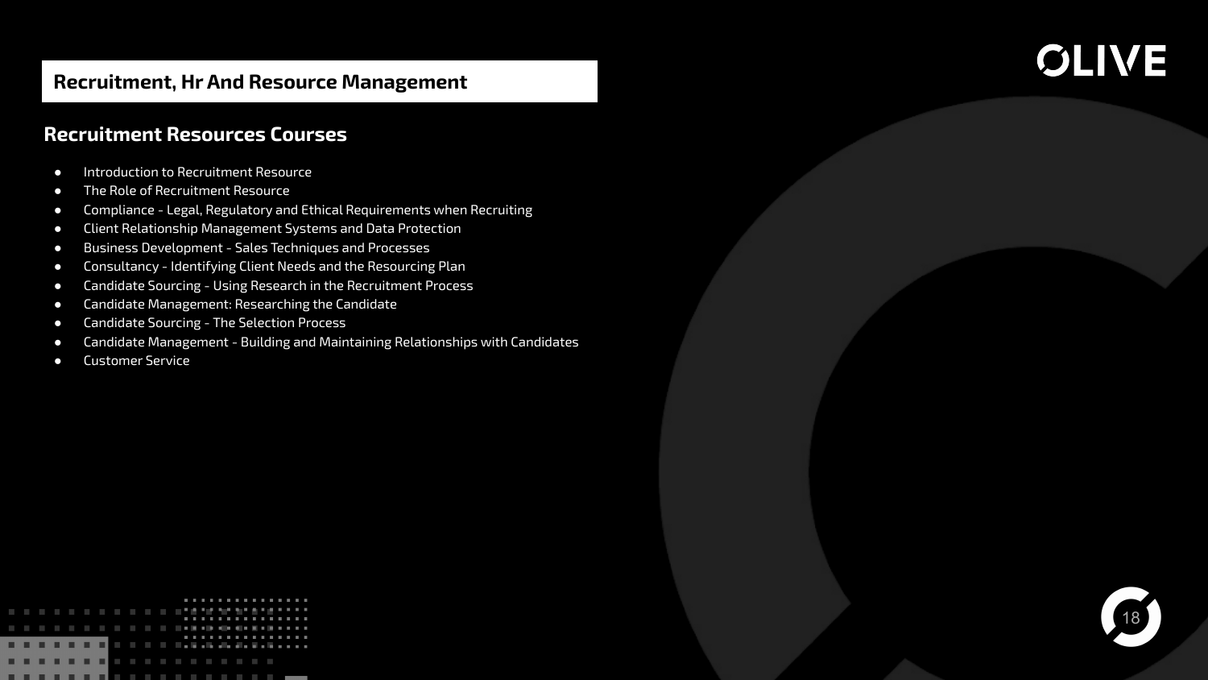## Recruitment, Hr And Resource Management

### Recruitment Resources Courses

- Introduction to Recruitment Resource
- The Role of Recruitment Resource
- Compliance - Legal, Regulatory and Ethical Requirements when Recruiting
- Client Relationship Management Systems and Data Protection
- Business Development - Sales Techniques and Processes
- Consultancy - Identifying Client Needs and the Resourcing Plan
- Candidate Sourcing - Using Research in the Recruitment Process
- Candidate Management: Researching the Candidate
- Candidate Sourcing - The Selection Process
- Candidate Management - Building and Maintaining Relationships with Candidates
- Customer Service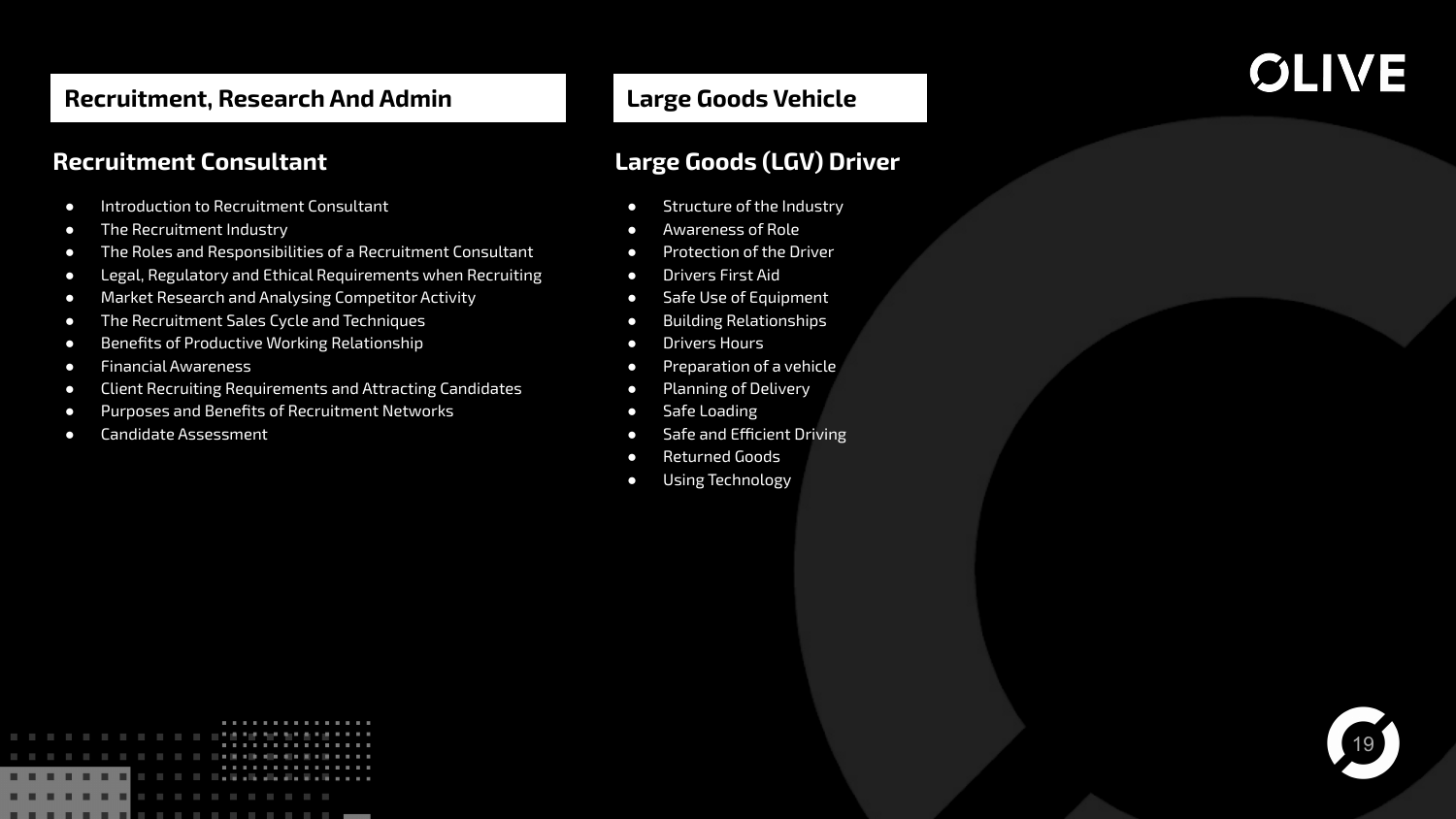## Recruitment, Research And Admin

### Recruitment Consultant

- Introduction to Recruitment Consultant
- The Recruitment Industry
- The Roles and Responsibilities of a Recruitment Consultant
- Legal, Regulatory and Ethical Requirements when Recruiting
- Market Research and Analysing Competitor Activity
- The Recruitment Sales Cycle and Techniques
- Benefits of Productive Working Relationship
- Financial Awareness
- Client Recruiting Requirements and Attracting Candidates
- Purposes and Benefits of Recruitment Networks
- Candidate Assessment

## Large Goods Vehicle

### Large Goods (LGV) Driver

- Structure of the Industry
- Awareness of Role
- Protection of the Driver
- Drivers First Aid
- Safe Use of Equipment
- Building Relationships
- Drivers Hours
- Preparation of a vehicle
- Planning of Delivery
- Safe Loading
- Safe and Efficient Driving
- Returned Goods
- Using Technology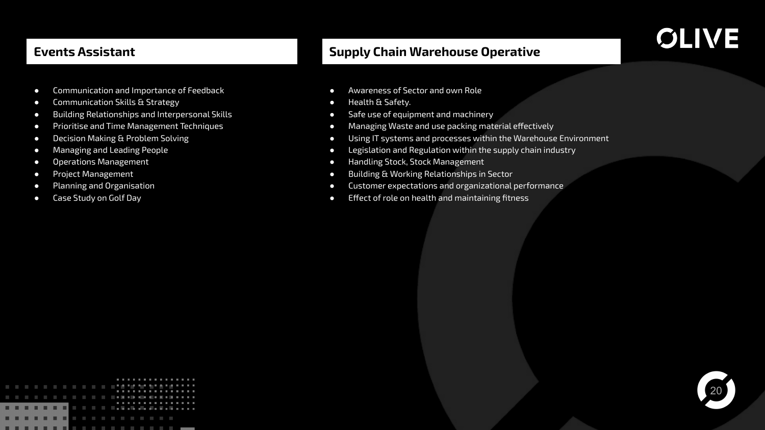## Events Assistant

- Communication and Importance of Feedback
- Communication Skills & Strategy
- Building Relationships and Interpersonal Skills
- Prioritise and Time Management Techniques
- Decision Making & Problem Solving
- Managing and Leading People
- Operations Management
- Project Management
- Planning and Organisation
- Case Study on Golf Day

## Supply Chain Warehouse Operative

- Awareness of Sector and own Role
- Health & Safety.
- Safe use of equipment and machinery
- Managing Waste and use packing material effectively
- Using IT systems and processes within the Warehouse Environment
- Legislation and Regulation within the supply chain industry
- Handling Stock, Stock Management
- Building & Working Relationships in Sector
- Customer expectations and organizational performance
- Effect of role on health and maintaining fitness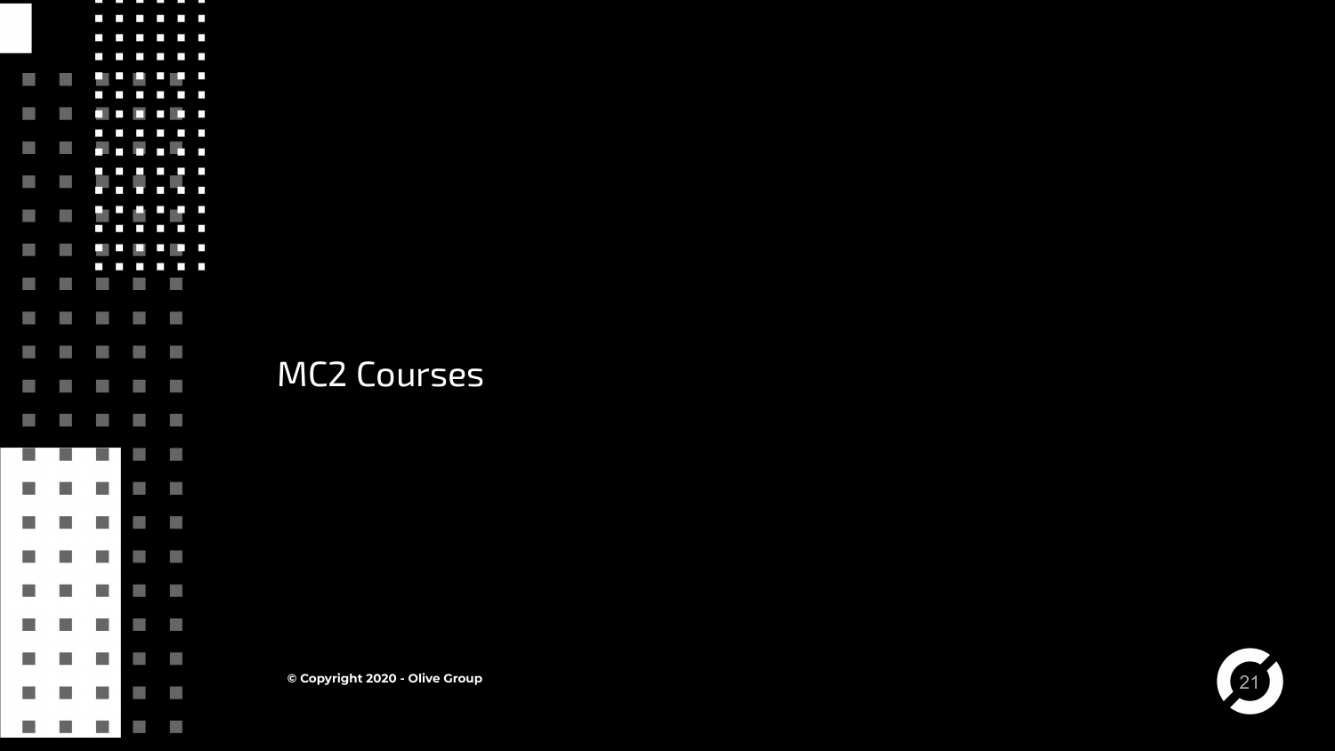# MC2 Courses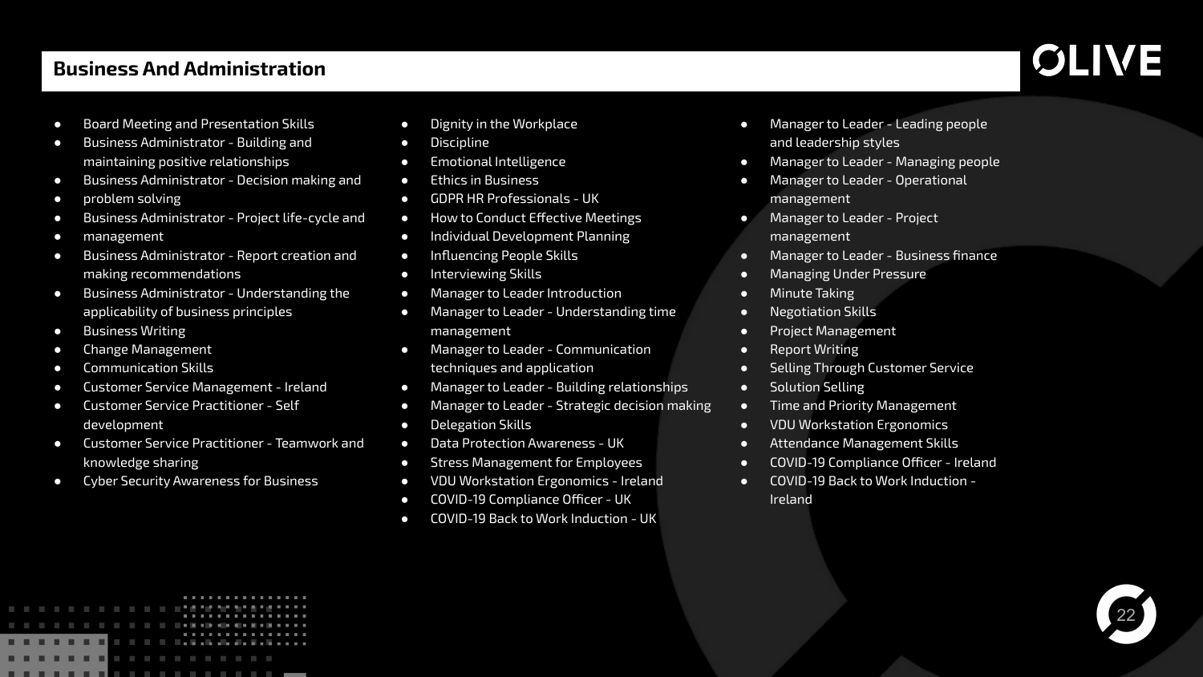## Business And Administration

- Board Meeting and Presentation Skills
- Business Administrator - Building and maintaining positive relationships
- Business Administrator - Decision making and
- problem solving
- Business Administrator - Project life-cycle and
- management
- Business Administrator - Report creation and making recommendations
- Business Administrator - Understanding the applicability of business principles
- Business Writing
- Change Management
- Communication Skills
- Customer Service Management - Ireland
- Customer Service Practitioner - Self development
- Customer Service Practitioner - Teamwork and knowledge sharing
- Cyber Security Awareness for Business
- Dignity in the Workplace
- Discipline
- Emotional Intelligence
- Ethics in Business
- GDPR HR Professionals - UK
- How to Conduct Effective Meetings
- Individual Development Planning
- Influencing People Skills
- Interviewing Skills
- Manager to Leader Introduction
- Manager to Leader - Understanding time management
- Manager to Leader - Communication techniques and application
- Manager to Leader - Building relationships
- Manager to Leader - Strategic decision making
- Delegation Skills
- Data Protection Awareness - UK
- Stress Management for Employees
- VDU Workstation Ergonomics - Ireland
- COVID-19 Compliance Officer - UK
- COVID-19 Back to Work Induction - UK
- Manager to Leader - Leading people and leadership styles
- Manager to Leader - Managing people
- Manager to Leader - Operational management
- Manager to Leader - Project management
- Manager to Leader - Business finance
- Managing Under Pressure
- Minute Taking
- Negotiation Skills
- Project Management
- Report Writing
- Selling Through Customer Service
- Solution Selling
- Time and Priority Management
- VDU Workstation Ergonomics
- Attendance Management Skills
- COVID-19 Compliance Officer - Ireland
- COVID-19 Back to Work Induction - Ireland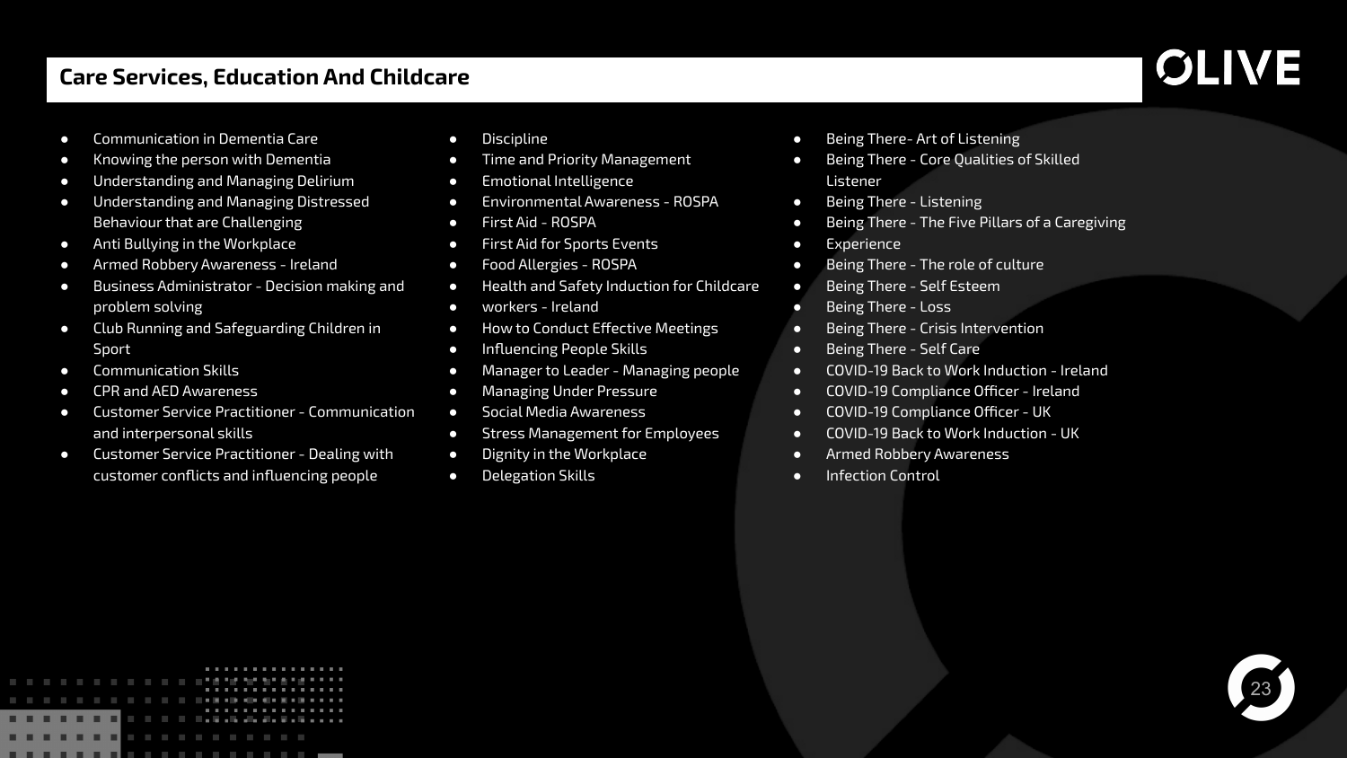## Care Services, Education And Childcare

- Communication in Dementia Care
- Knowing the person with Dementia
- Understanding and Managing Delirium
- Understanding and Managing Distressed Behaviour that are Challenging
- Anti Bullying in the Workplace
- Armed Robbery Awareness - Ireland
- Business Administrator - Decision making and problem solving
- Club Running and Safeguarding Children in Sport
- Communication Skills
- CPR and AED Awareness
- Customer Service Practitioner - Communication and interpersonal skills
- Customer Service Practitioner - Dealing with customer conflicts and influencing people
- Discipline
- Time and Priority Management
- Emotional Intelligence
- Environmental Awareness - ROSPA
- First Aid - ROSPA
- First Aid for Sports Events
- Food Allergies - ROSPA
- Health and Safety Induction for Childcare
- workers - Ireland
- How to Conduct Effective Meetings
- Influencing People Skills
- Manager to Leader - Managing people
- Managing Under Pressure
- Social Media Awareness
- Stress Management for Employees
- Dignity in the Workplace
- Delegation Skills
- Being There- Art of Listening
- Being There - Core Qualities of Skilled Listener
- Being There - Listening
- Being There - The Five Pillars of a Caregiving
- Experience
- Being There - The role of culture
- Being There - Self Esteem
- Being There - Loss
- Being There - Crisis Intervention
- Being There - Self Care
- COVID-19 Back to Work Induction - Ireland
- COVID-19 Compliance Officer - Ireland
- COVID-19 Compliance Officer - UK
- COVID-19 Back to Work Induction - UK
- Armed Robbery Awareness
- Infection Control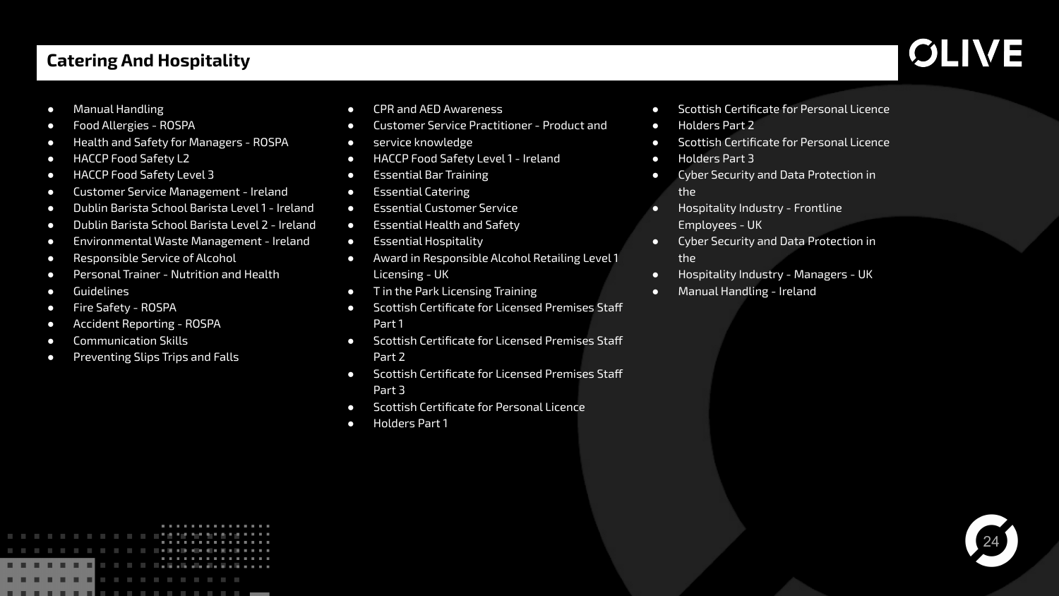## Catering And Hospitality

- Manual Handling
- Food Allergies - ROSPA
- Health and Safety for Managers - ROSPA
- HACCP Food Safety L2
- HACCP Food Safety Level 3
- Customer Service Management - Ireland
- Dublin Barista School Barista Level 1 - Ireland
- Dublin Barista School Barista Level 2 - Ireland
- Environmental Waste Management - Ireland
- Responsible Service of Alcohol
- Personal Trainer - Nutrition and Health
- Guidelines
- Fire Safety - ROSPA
- Accident Reporting - ROSPA
- Communication Skills
- Preventing Slips Trips and Falls
- CPR and AED Awareness
- Customer Service Practitioner - Product and
- service knowledge
- HACCP Food Safety Level 1 - Ireland
- Essential Bar Training
- Essential Catering
- Essential Customer Service
- Essential Health and Safety
- Essential Hospitality
- Award in Responsible Alcohol Retailing Level 1 Licensing - UK
- T in the Park Licensing Training
- Scottish Certificate for Licensed Premises Staff Part 1
- Scottish Certificate for Licensed Premises Staff Part 2
- Scottish Certificate for Licensed Premises Staff Part 3
- Scottish Certificate for Personal Licence
- Holders Part 1
- Scottish Certificate for Personal Licence
- Holders Part 2
- Scottish Certificate for Personal Licence
- Holders Part 3
- Cyber Security and Data Protection in the
- Hospitality Industry - Frontline Employees - UK
- Cyber Security and Data Protection in the
- Hospitality Industry - Managers - UK
- Manual Handling - Ireland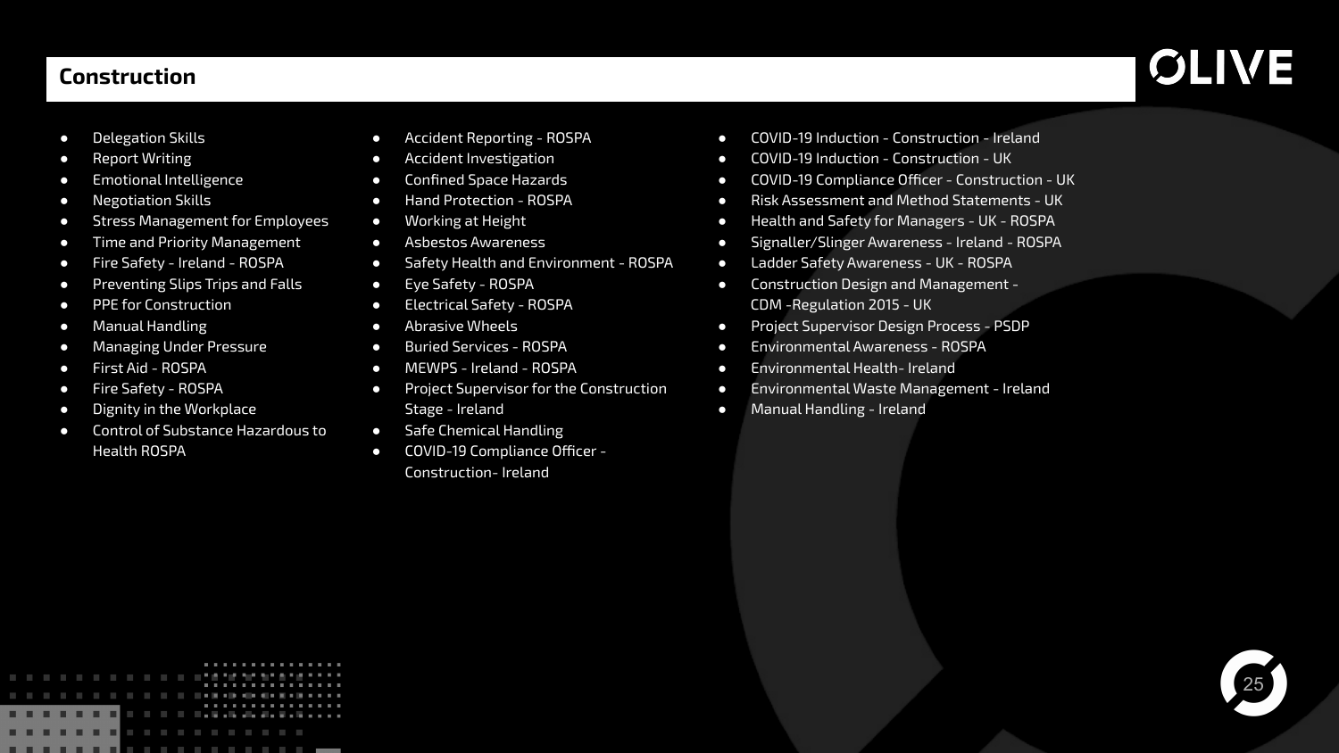## Construction

- Delegation Skills
- Report Writing
- Emotional Intelligence
- Negotiation Skills
- Stress Management for Employees
- Time and Priority Management
- Fire Safety - Ireland - ROSPA
- Preventing Slips Trips and Falls
- PPE for Construction
- Manual Handling
- Managing Under Pressure
- First Aid - ROSPA
- Fire Safety - ROSPA
- Dignity in the Workplace
- Control of Substance Hazardous to Health ROSPA
- Accident Reporting - ROSPA
- Accident Investigation
- Confined Space Hazards
- Hand Protection - ROSPA
- Working at Height
- Asbestos Awareness
- Safety Health and Environment - ROSPA
- Eye Safety - ROSPA
- Electrical Safety - ROSPA
- Abrasive Wheels
- Buried Services - ROSPA
- MEWPS - Ireland - ROSPA
- Project Supervisor for the Construction Stage - Ireland
- Safe Chemical Handling
- COVID-19 Compliance Officer - Construction- Ireland
- COVID-19 Induction - Construction - Ireland
- COVID-19 Induction - Construction - UK
- COVID-19 Compliance Officer - Construction - UK
- Risk Assessment and Method Statements - UK
- Health and Safety for Managers - UK - ROSPA
- Signaller/Slinger Awareness - Ireland - ROSPA
- Ladder Safety Awareness - UK - ROSPA
- Construction Design and Management - CDM -Regulation 2015 - UK
- Project Supervisor Design Process - PSDP
- Environmental Awareness - ROSPA
- Environmental Health- Ireland
- Environmental Waste Management - Ireland
- Manual Handling - Ireland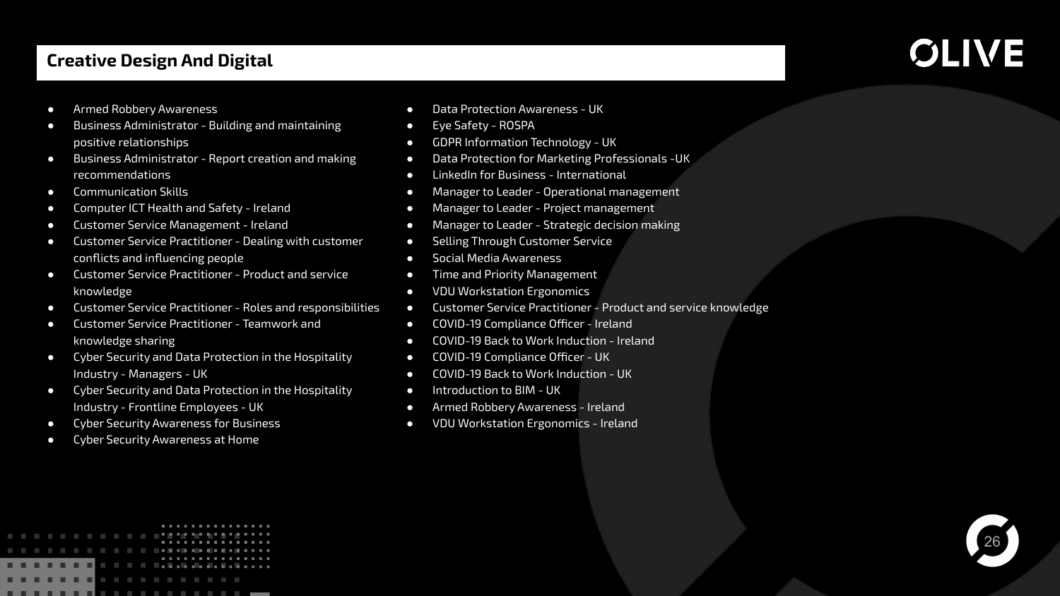## Creative Design And Digital

- Armed Robbery Awareness
- Business Administrator - Building and maintaining positive relationships
- Business Administrator - Report creation and making recommendations
- Communication Skills
- Computer ICT Health and Safety - Ireland
- Customer Service Management - Ireland
- Customer Service Practitioner - Dealing with customer conflicts and influencing people
- Customer Service Practitioner - Product and service knowledge
- Customer Service Practitioner - Roles and responsibilities
- Customer Service Practitioner - Teamwork and knowledge sharing
- Cyber Security and Data Protection in the Hospitality Industry - Managers - UK
- Cyber Security and Data Protection in the Hospitality Industry - Frontline Employees - UK
- Cyber Security Awareness for Business
- Cyber Security Awareness at Home
- Data Protection Awareness - UK
- Eye Safety - ROSPA
- GDPR Information Technology - UK
- Data Protection for Marketing Professionals -UK
- LinkedIn for Business - International
- Manager to Leader - Operational management
- Manager to Leader - Project management
- Manager to Leader - Strategic decision making
- Selling Through Customer Service
- Social Media Awareness
- Time and Priority Management
- VDU Workstation Ergonomics
- Customer Service Practitioner - Product and service knowledge
- COVID-19 Compliance Officer - Ireland
- COVID-19 Back to Work Induction - Ireland
- COVID-19 Compliance Officer - UK
- COVID-19 Back to Work Induction - UK
- Introduction to BIM - UK
- Armed Robbery Awareness - Ireland
- VDU Workstation Ergonomics - Ireland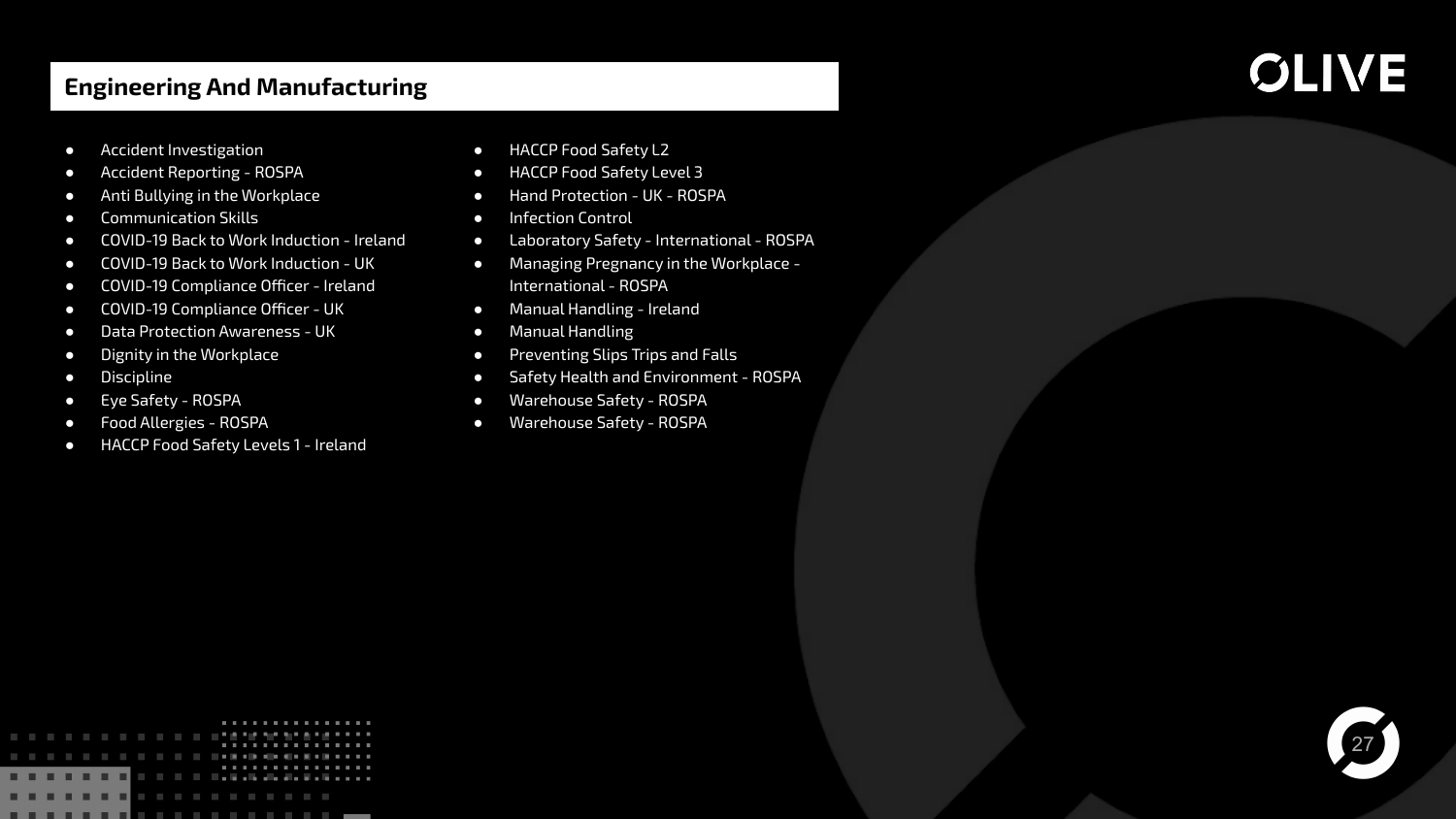## Engineering And Manufacturing

- Accident Investigation
- Accident Reporting - ROSPA
- Anti Bullying in the Workplace
- Communication Skills
- COVID-19 Back to Work Induction - Ireland
- COVID-19 Back to Work Induction - UK
- COVID-19 Compliance Officer - Ireland
- COVID-19 Compliance Officer - UK
- Data Protection Awareness - UK
- Dignity in the Workplace
- Discipline
- Eye Safety - ROSPA
- Food Allergies - ROSPA
- HACCP Food Safety Levels 1 - Ireland
- HACCP Food Safety L2
- HACCP Food Safety Level 3
- Hand Protection - UK - ROSPA
- Infection Control
- Laboratory Safety - International - ROSPA
- Managing Pregnancy in the Workplace - International - ROSPA
- Manual Handling - Ireland
- Manual Handling
- Preventing Slips Trips and Falls
- Safety Health and Environment - ROSPA
- Warehouse Safety - ROSPA
- Warehouse Safety - ROSPA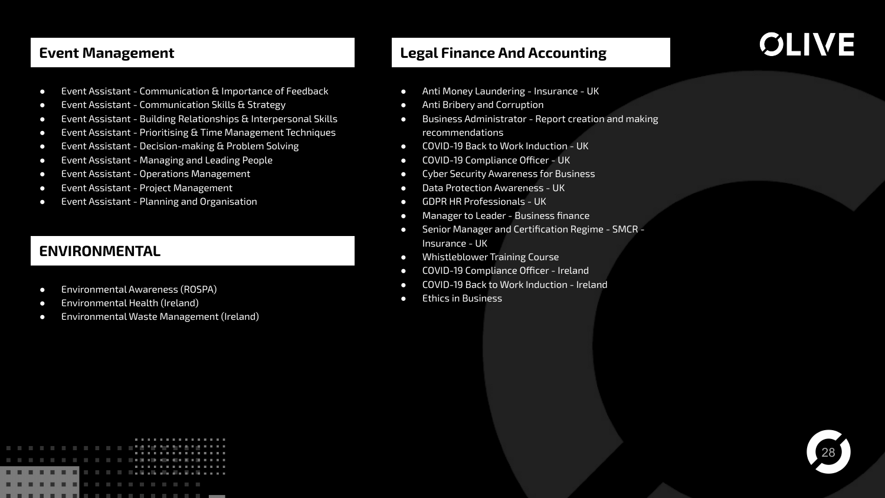## Event Management

- Event Assistant - Communication & Importance of Feedback
- Event Assistant - Communication Skills & Strategy
- Event Assistant - Building Relationships & Interpersonal Skills
- Event Assistant - Prioritising & Time Management Techniques
- Event Assistant - Decision-making & Problem Solving
- Event Assistant - Managing and Leading People
- Event Assistant - Operations Management
- Event Assistant - Project Management
- Event Assistant - Planning and Organisation

## ENVIRONMENTAL

- Environmental Awareness (ROSPA)
- Environmental Health (Ireland)
- Environmental Waste Management (Ireland)

## Legal Finance And Accounting

- Anti Money Laundering - Insurance - UK
- Anti Bribery and Corruption
- Business Administrator - Report creation and making recommendations
- COVID-19 Back to Work Induction - UK
- COVID-19 Compliance Officer - UK
- Cyber Security Awareness for Business
- Data Protection Awareness - UK
- GDPR HR Professionals - UK
- Manager to Leader - Business finance
- Senior Manager and Certification Regime - SMCR - Insurance - UK
- Whistleblower Training Course
- COVID-19 Compliance Officer - Ireland
- COVID-19 Back to Work Induction - Ireland
- Ethics in Business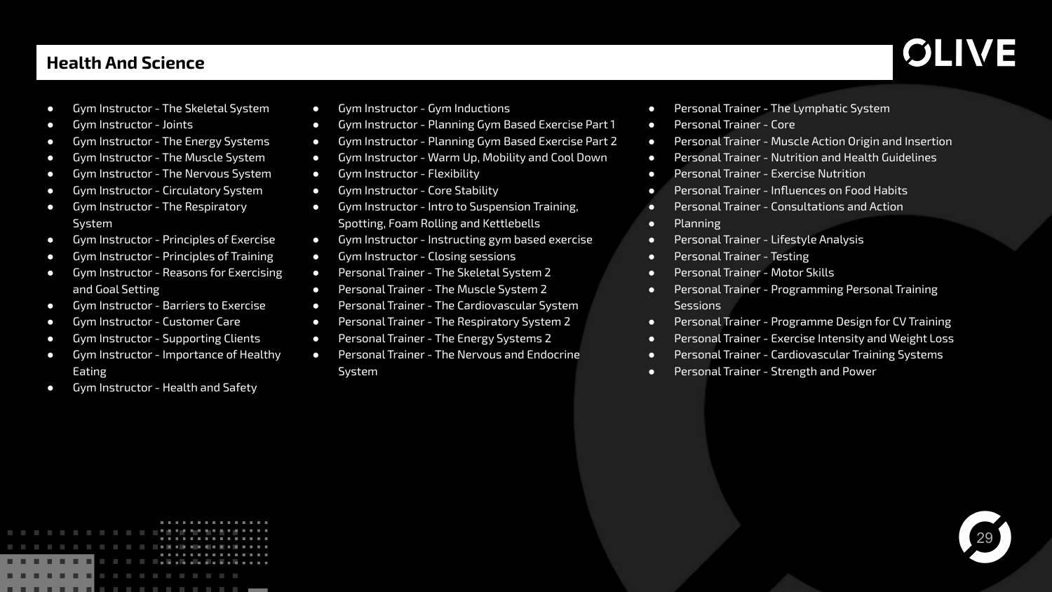## Health And Science

- Gym Instructor - The Skeletal System
- Gym Instructor - Joints
- Gym Instructor - The Energy Systems
- Gym Instructor - The Muscle System
- Gym Instructor - The Nervous System
- Gym Instructor - Circulatory System
- Gym Instructor - The Respiratory System
- Gym Instructor - Principles of Exercise
- Gym Instructor - Principles of Training
- Gym Instructor - Reasons for Exercising and Goal Setting
- Gym Instructor - Barriers to Exercise
- Gym Instructor - Customer Care
- Gym Instructor - Supporting Clients
- Gym Instructor - Importance of Healthy Eating
- Gym Instructor - Health and Safety
- Gym Instructor - Gym Inductions
- Gym Instructor - Planning Gym Based Exercise Part 1
- Gym Instructor - Planning Gym Based Exercise Part 2
- Gym Instructor - Warm Up, Mobility and Cool Down
- Gym Instructor - Flexibility
- Gym Instructor - Core Stability
- Gym Instructor - Intro to Suspension Training, Spotting, Foam Rolling and Kettlebells
- Gym Instructor - Instructing gym based exercise
- Gym Instructor - Closing sessions
- Personal Trainer - The Skeletal System 2
- Personal Trainer - The Muscle System 2
- Personal Trainer - The Cardiovascular System
- Personal Trainer - The Respiratory System 2
- Personal Trainer - The Energy Systems 2
- Personal Trainer - The Nervous and Endocrine System
- Personal Trainer - The Lymphatic System
- Personal Trainer - Core
- Personal Trainer - Muscle Action Origin and Insertion
- Personal Trainer - Nutrition and Health Guidelines
- Personal Trainer - Exercise Nutrition
- Personal Trainer - Influences on Food Habits
- Personal Trainer - Consultations and Action
- Planning
- Personal Trainer - Lifestyle Analysis
- Personal Trainer - Testing
- Personal Trainer - Motor Skills
- Personal Trainer - Programming Personal Training Sessions
- Personal Trainer - Programme Design for CV Training
- Personal Trainer - Exercise Intensity and Weight Loss
- Personal Trainer - Cardiovascular Training Systems
- Personal Trainer - Strength and Power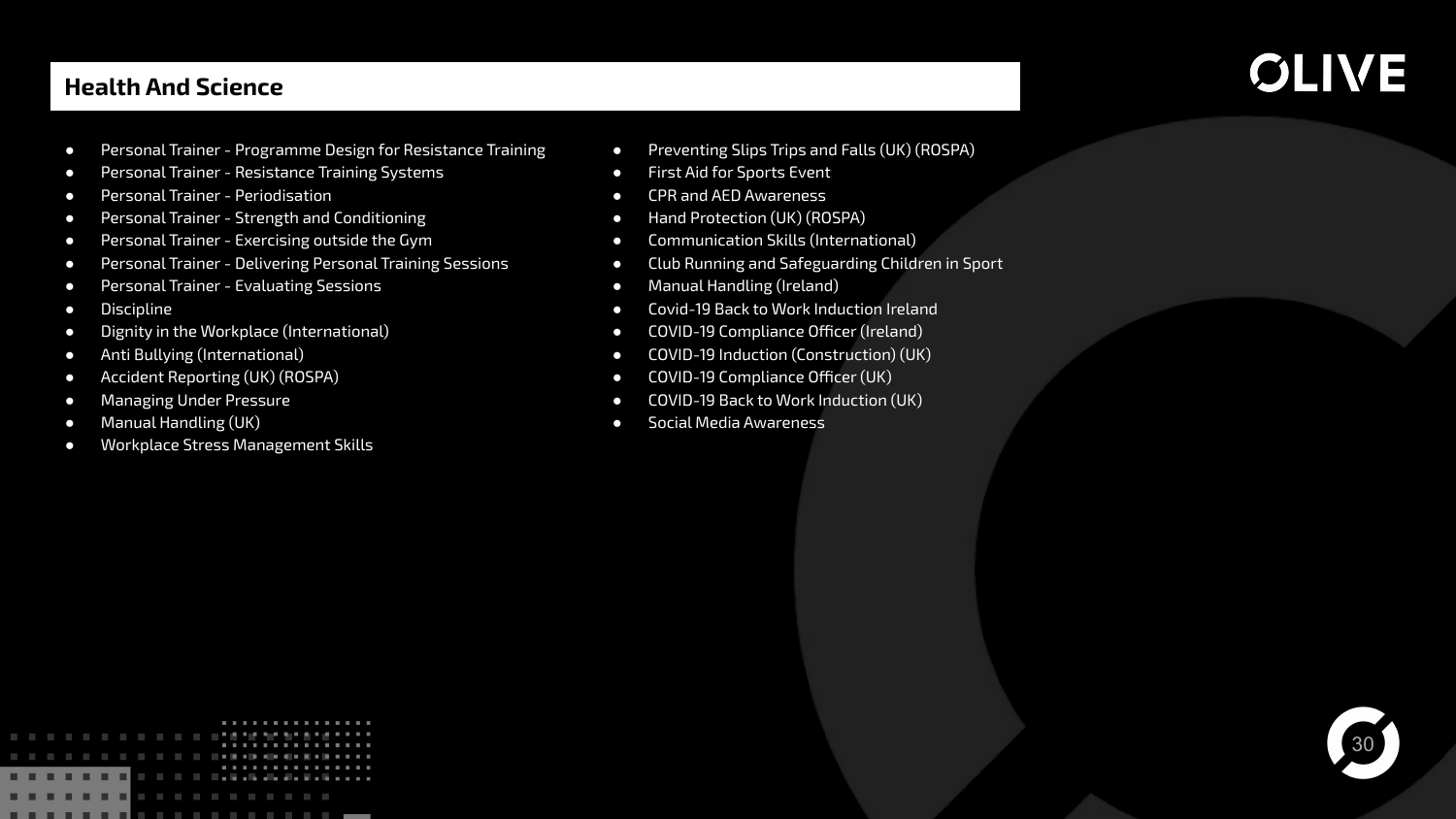## Health And Science

- Personal Trainer - Programme Design for Resistance Training
- Personal Trainer - Resistance Training Systems
- Personal Trainer - Periodisation
- Personal Trainer - Strength and Conditioning
- Personal Trainer - Exercising outside the Gym
- Personal Trainer - Delivering Personal Training Sessions
- Personal Trainer - Evaluating Sessions
- Discipline
- Dignity in the Workplace (International)
- Anti Bullying (International)
- Accident Reporting (UK) (ROSPA)
- Managing Under Pressure
- Manual Handling (UK)
- Workplace Stress Management Skills
- Preventing Slips Trips and Falls (UK) (ROSPA)
- First Aid for Sports Event
- CPR and AED Awareness
- Hand Protection (UK) (ROSPA)
- Communication Skills (International)
- Club Running and Safeguarding Children in Sport
- Manual Handling (Ireland)
- Covid-19 Back to Work Induction Ireland
- COVID-19 Compliance Officer (Ireland)
- COVID-19 Induction (Construction) (UK)
- COVID-19 Compliance Officer (UK)
- COVID-19 Back to Work Induction (UK)
- Social Media Awareness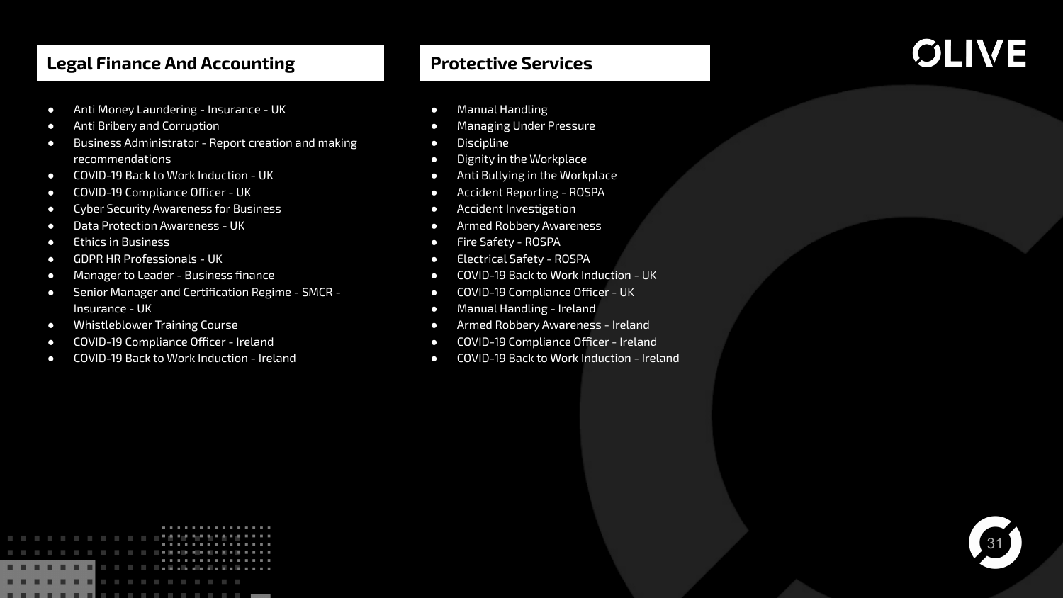## Legal Finance And Accounting

- Anti Money Laundering - Insurance - UK
- Anti Bribery and Corruption
- Business Administrator - Report creation and making recommendations
- COVID-19 Back to Work Induction - UK
- COVID-19 Compliance Officer - UK
- Cyber Security Awareness for Business
- Data Protection Awareness - UK
- Ethics in Business
- GDPR HR Professionals - UK
- Manager to Leader - Business finance
- Senior Manager and Certification Regime - SMCR - Insurance - UK
- Whistleblower Training Course
- COVID-19 Compliance Officer - Ireland
- COVID-19 Back to Work Induction - Ireland

## Protective Services

- Manual Handling
- Managing Under Pressure
- Discipline
- Dignity in the Workplace
- Anti Bullying in the Workplace
- Accident Reporting - ROSPA
- Accident Investigation
- Armed Robbery Awareness
- Fire Safety - ROSPA
- Electrical Safety - ROSPA
- COVID-19 Back to Work Induction - UK
- COVID-19 Compliance Officer - UK
- Manual Handling - Ireland
- Armed Robbery Awareness - Ireland
- COVID-19 Compliance Officer - Ireland
- COVID-19 Back to Work Induction - Ireland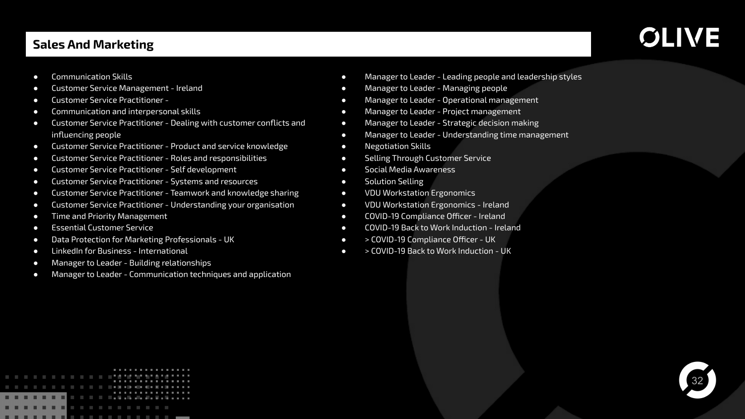## Sales And Marketing

- Communication Skills
- Customer Service Management - Ireland
- Customer Service Practitioner -
- Communication and interpersonal skills
- Customer Service Practitioner - Dealing with customer conflicts and influencing people
- Customer Service Practitioner - Product and service knowledge
- Customer Service Practitioner - Roles and responsibilities
- Customer Service Practitioner - Self development
- Customer Service Practitioner - Systems and resources
- Customer Service Practitioner - Teamwork and knowledge sharing
- Customer Service Practitioner - Understanding your organisation
- Time and Priority Management
- Essential Customer Service
- Data Protection for Marketing Professionals - UK
- LinkedIn for Business - International
- Manager to Leader - Building relationships
- Manager to Leader - Communication techniques and application
- Manager to Leader - Leading people and leadership styles
- Manager to Leader - Managing people
- Manager to Leader - Operational management
- Manager to Leader - Project management
- Manager to Leader - Strategic decision making
- Manager to Leader - Understanding time management
- Negotiation Skills
- Selling Through Customer Service
- Social Media Awareness
- Solution Selling
- VDU Workstation Ergonomics
- VDU Workstation Ergonomics - Ireland
- COVID-19 Compliance Officer - Ireland
- COVID-19 Back to Work Induction - Ireland
- > COVID-19 Compliance Officer - UK
- > COVID-19 Back to Work Induction - UK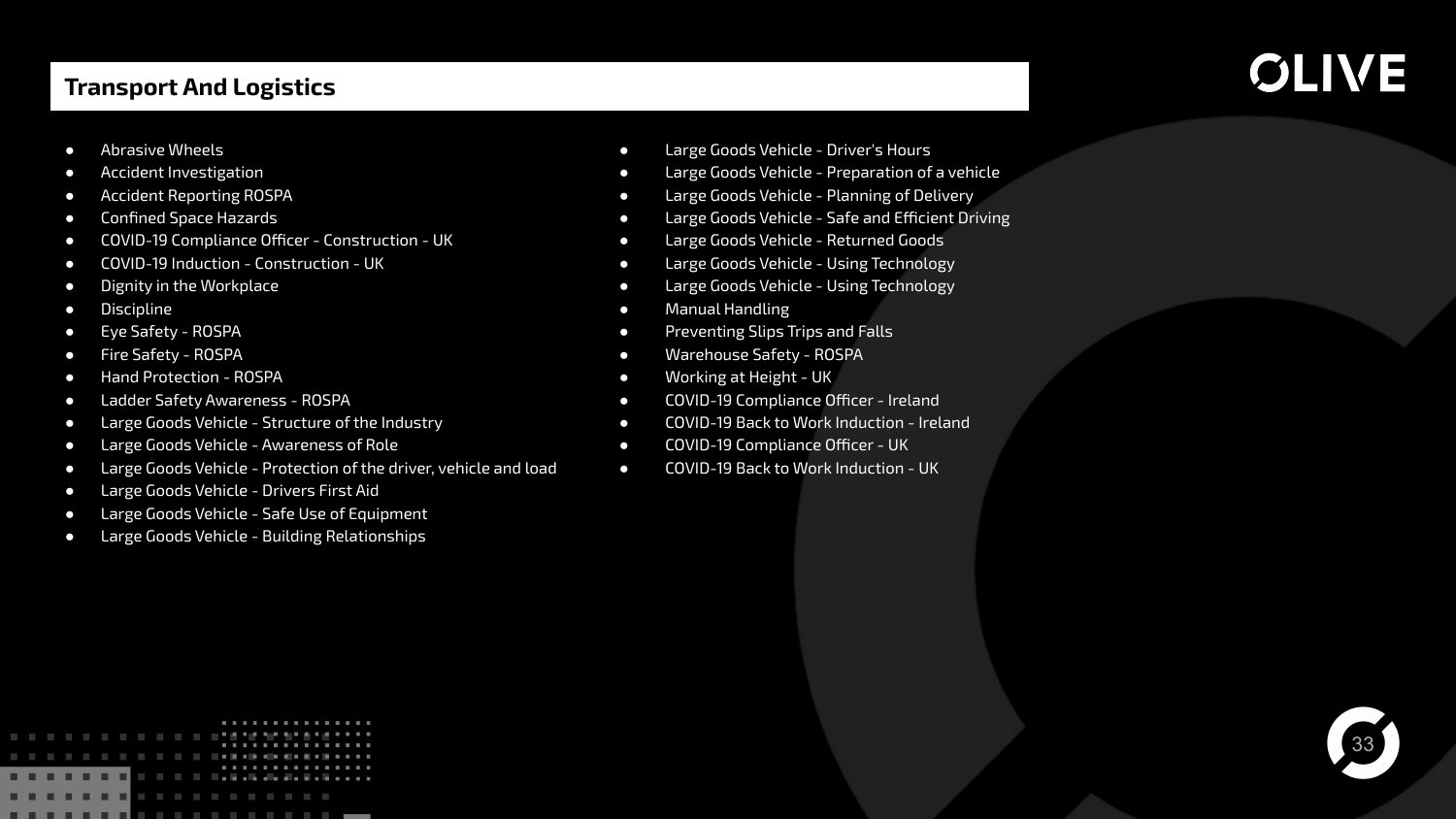## Transport And Logistics

- Abrasive Wheels
- Accident Investigation
- Accident Reporting ROSPA
- Confined Space Hazards
- COVID-19 Compliance Officer - Construction - UK
- COVID-19 Induction - Construction - UK
- Dignity in the Workplace
- Discipline
- Eye Safety - ROSPA
- Fire Safety - ROSPA
- Hand Protection - ROSPA
- Ladder Safety Awareness - ROSPA
- Large Goods Vehicle - Structure of the Industry
- Large Goods Vehicle - Awareness of Role
- Large Goods Vehicle - Protection of the driver, vehicle and load
- Large Goods Vehicle - Drivers First Aid
- Large Goods Vehicle - Safe Use of Equipment
- Large Goods Vehicle - Building Relationships
- Large Goods Vehicle - Driver's Hours
- Large Goods Vehicle - Preparation of a vehicle
- Large Goods Vehicle - Planning of Delivery
- Large Goods Vehicle - Safe and Efficient Driving
- Large Goods Vehicle - Returned Goods
- Large Goods Vehicle - Using Technology
- Large Goods Vehicle - Using Technology
- Manual Handling
- Preventing Slips Trips and Falls
- Warehouse Safety - ROSPA
- Working at Height - UK
- COVID-19 Compliance Officer - Ireland
- COVID-19 Back to Work Induction - Ireland
- COVID-19 Compliance Officer - UK
- COVID-19 Back to Work Induction - UK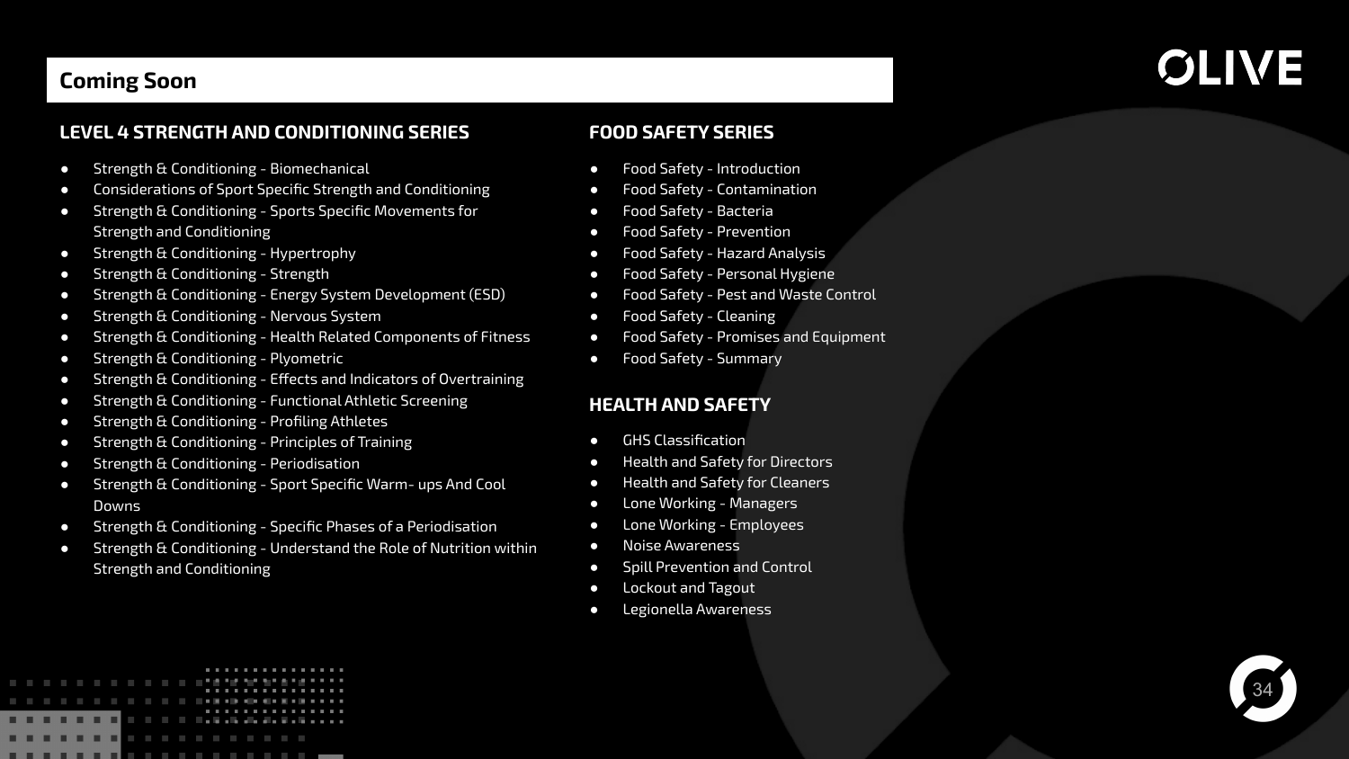## Coming Soon

### LEVEL 4 STRENGTH AND CONDITIONING SERIES

- Strength & Conditioning - Biomechanical
- Considerations of Sport Specific Strength and Conditioning
- Strength & Conditioning - Sports Specific Movements for Strength and Conditioning
- Strength & Conditioning - Hypertrophy
- Strength & Conditioning - Strength
- Strength & Conditioning - Energy System Development (ESD)
- Strength & Conditioning - Nervous System
- Strength & Conditioning - Health Related Components of Fitness
- Strength & Conditioning - Plyometric
- Strength & Conditioning - Effects and Indicators of Overtraining
- Strength & Conditioning - Functional Athletic Screening
- Strength & Conditioning - Profiling Athletes
- Strength & Conditioning - Principles of Training
- Strength & Conditioning - Periodisation
- Strength & Conditioning - Sport Specific Warm- ups And Cool Downs
- Strength & Conditioning - Specific Phases of a Periodisation
- Strength & Conditioning - Understand the Role of Nutrition within Strength and Conditioning

### FOOD SAFETY SERIES

- Food Safety - Introduction
- Food Safety - Contamination
- Food Safety - Bacteria
- Food Safety - Prevention
- Food Safety - Hazard Analysis
- Food Safety - Personal Hygiene
- Food Safety - Pest and Waste Control
- Food Safety - Cleaning
- Food Safety - Promises and Equipment
- Food Safety - Summary

### HEALTH AND SAFETY

- GHS Classification
- Health and Safety for Directors
- Health and Safety for Cleaners
- Lone Working - Managers
- Lone Working - Employees
- Noise Awareness
- Spill Prevention and Control
- Lockout and Tagout
- Legionella Awareness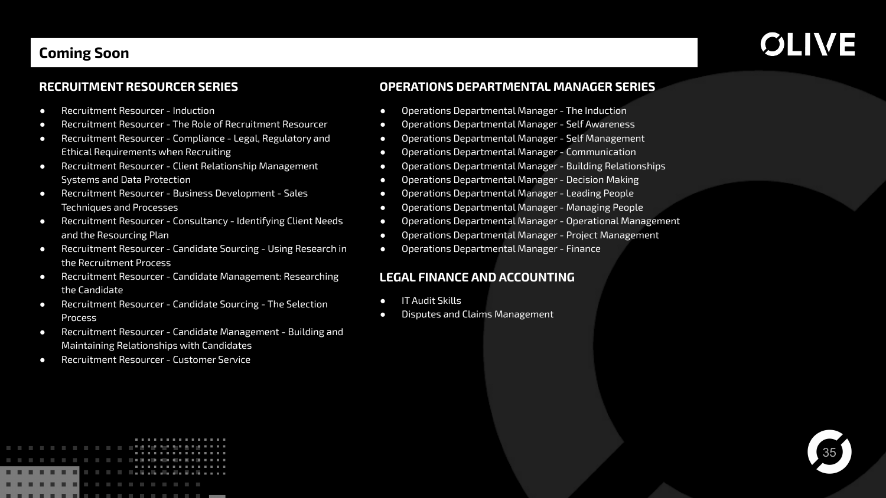## Coming Soon

### RECRUITMENT RESOURCER SERIES

- Recruitment Resourcer - Induction
- Recruitment Resourcer - The Role of Recruitment Resourcer
- Recruitment Resourcer - Compliance - Legal, Regulatory and Ethical Requirements when Recruiting
- Recruitment Resourcer - Client Relationship Management Systems and Data Protection
- Recruitment Resourcer - Business Development - Sales Techniques and Processes
- Recruitment Resourcer - Consultancy - Identifying Client Needs and the Resourcing Plan
- Recruitment Resourcer - Candidate Sourcing - Using Research in the Recruitment Process
- Recruitment Resourcer - Candidate Management: Researching the Candidate
- Recruitment Resourcer - Candidate Sourcing - The Selection Process
- Recruitment Resourcer - Candidate Management - Building and Maintaining Relationships with Candidates
- Recruitment Resourcer - Customer Service

### OPERATIONS DEPARTMENTAL MANAGER SERIES

- Operations Departmental Manager - The Induction
- Operations Departmental Manager - Self Awareness
- Operations Departmental Manager - Self Management
- Operations Departmental Manager - Communication
- Operations Departmental Manager - Building Relationships
- Operations Departmental Manager - Decision Making
- Operations Departmental Manager - Leading People
- Operations Departmental Manager - Managing People
- Operations Departmental Manager - Operational Management
- Operations Departmental Manager - Project Management
- Operations Departmental Manager - Finance

### LEGAL FINANCE AND ACCOUNTING

- IT Audit Skills
- Disputes and Claims Management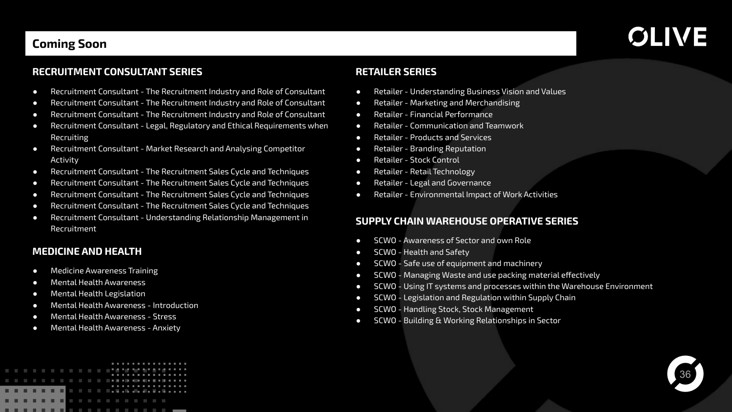## Coming Soon

### RECRUITMENT CONSULTANT SERIES

- Recruitment Consultant - The Recruitment Industry and Role of Consultant
- Recruitment Consultant - The Recruitment Industry and Role of Consultant
- Recruitment Consultant - The Recruitment Industry and Role of Consultant
- Recruitment Consultant - Legal, Regulatory and Ethical Requirements when Recruiting
- Recruitment Consultant - Market Research and Analysing Competitor Activity
- Recruitment Consultant - The Recruitment Sales Cycle and Techniques
- Recruitment Consultant - The Recruitment Sales Cycle and Techniques
- Recruitment Consultant - The Recruitment Sales Cycle and Techniques
- Recruitment Consultant - The Recruitment Sales Cycle and Techniques
- Recruitment Consultant - Understanding Relationship Management in Recruitment

### MEDICINE AND HEALTH

- Medicine Awareness Training
- Mental Health Awareness
- Mental Health Legislation
- Mental Health Awareness - Introduction
- Mental Health Awareness - Stress
- Mental Health Awareness - Anxiety

### RETAILER SERIES

- Retailer - Understanding Business Vision and Values
- Retailer - Marketing and Merchandising
- Retailer - Financial Performance
- Retailer - Communication and Teamwork
- Retailer - Products and Services
- Retailer - Branding Reputation
- Retailer - Stock Control
- Retailer - Retail Technology
- Retailer - Legal and Governance
- Retailer - Environmental Impact of Work Activities

### SUPPLY CHAIN WAREHOUSE OPERATIVE SERIES

- SCWO - Awareness of Sector and own Role
- SCWO - Health and Safety
- SCWO - Safe use of equipment and machinery
- SCWO - Managing Waste and use packing material effectively
- SCWO - Using IT systems and processes within the Warehouse Environment
- SCWO - Legislation and Regulation within Supply Chain
- SCWO - Handling Stock, Stock Management
- SCWO - Building & Working Relationships in Sector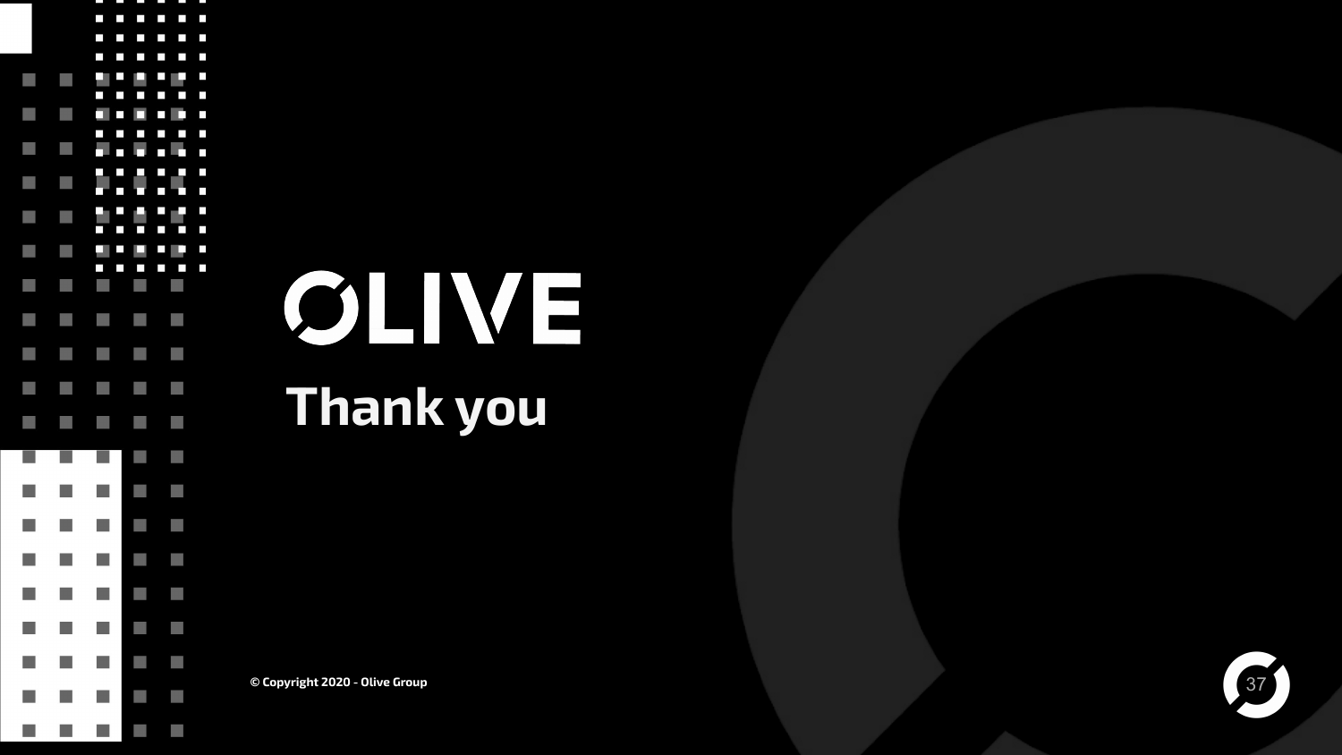# OLIVE

## Thank you

© Copyright 2020 - Olive Group